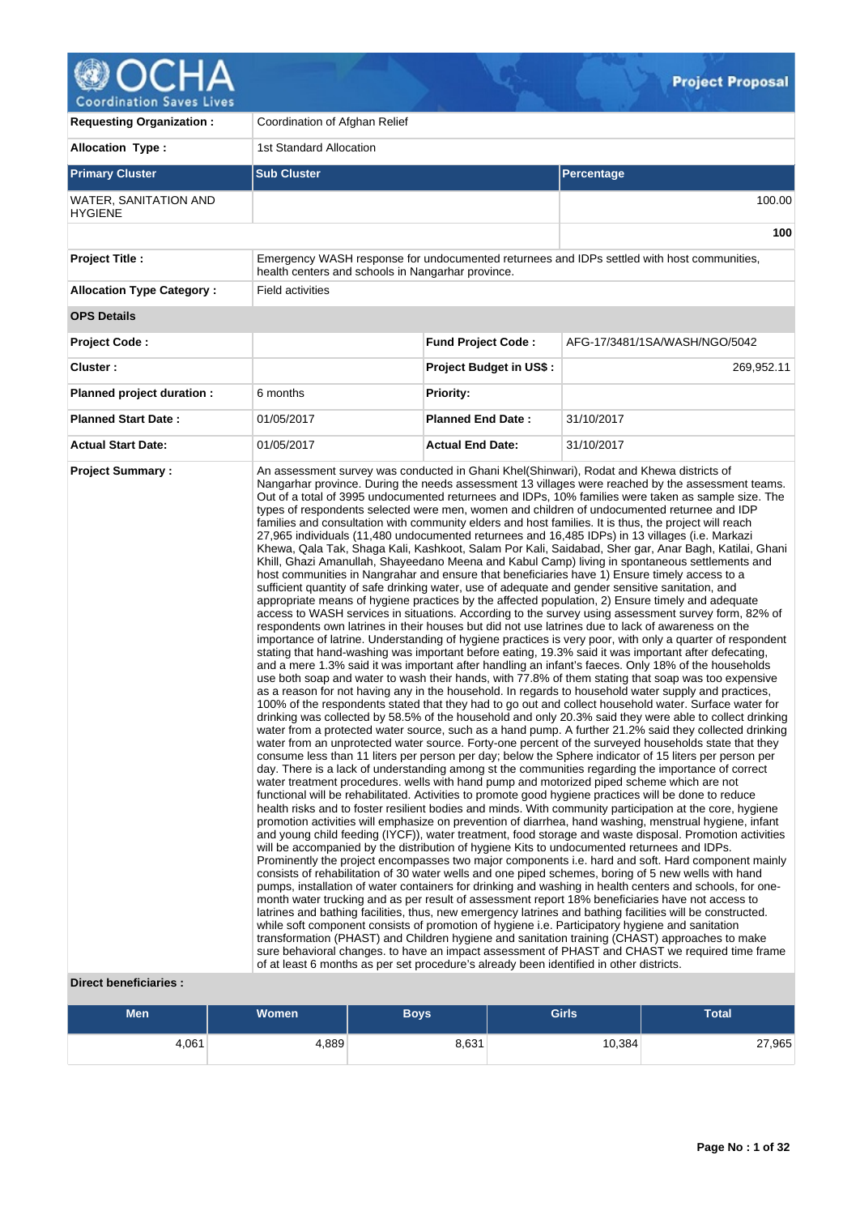**Project Proposal**

| | | | |
|---|---|---|---|
| **Requesting Organization :** | Coordination of Afghan Relief | | |
| **Allocation Type :** | 1st Standard Allocation | | |

| **Primary Cluster** | **Sub Cluster** | **Percentage** |
|---|---|---|
| WATER, SANITATION AND HYGIENE | | 100.00 |
| | | **100** |

| | | | |
|---|---|---|---|
| **Project Title :** | Emergency WASH response for undocumented returnees and IDPs settled with host communities, health centers and schools in Nangarhar province. | | |
| **Allocation Type Category :** | Field activities | | |
| **OPS Details** | | | |
| **Project Code :** | | **Fund Project Code :** | AFG-17/3481/1SA/WASH/NGO/5042 |
| **Cluster :** | | **Project Budget in US$ :** | 269,952.11 |
| **Planned project duration :** | 6 months | **Priority:** | |
| **Planned Start Date :** | 01/05/2017 | **Planned End Date :** | 31/10/2017 |
| **Actual Start Date:** | 01/05/2017 | **Actual End Date:** | 31/10/2017 |

**Project Summary :**

An assessment survey was conducted in Ghani Khel(Shinwari), Rodat and Khewa districts of Nangarhar province. During the needs assessment 13 villages were reached by the assessment teams. Out of a total of 3995 undocumented returnees and IDPs, 10% families were taken as sample size. The types of respondents selected were men, women and children of undocumented returnee and IDP families and consultation with community elders and host families. It is thus, the project will reach 27,965 individuals (11,480 undocumented returnees and 16,485 IDPs) in 13 villages (i.e. Markazi Khewa, Qala Tak, Shaga Kali, Kashkoot, Salam Por Kali, Saidabad, Sher gar, Anar Bagh, Katilai, Ghani Khill, Ghazi Amanullah, Shayeedano Meena and Kabul Camp) living in spontaneous settlements and host communities in Nangrahar and ensure that beneficiaries have 1) Ensure timely access to a sufficient quantity of safe drinking water, use of adequate and gender sensitive sanitation, and appropriate means of hygiene practices by the affected population, 2) Ensure timely and adequate access to WASH services in situations. According to the survey using assessment survey form, 82% of respondents own latrines in their houses but did not use latrines due to lack of awareness on the importance of latrine. Understanding of hygiene practices is very poor, with only a quarter of respondent stating that hand-washing was important before eating, 19.3% said it was important after defecating, and a mere 1.3% said it was important after handling an infant's faeces. Only 18% of the households use both soap and water to wash their hands, with 77.8% of them stating that soap was too expensive as a reason for not having any in the household. In regards to household water supply and practices, 100% of the respondents stated that they had to go out and collect household water. Surface water for drinking was collected by 58.5% of the household and only 20.3% said they were able to collect drinking water from a protected water source, such as a hand pump. A further 21.2% said they collected drinking water from an unprotected water source. Forty-one percent of the surveyed households state that they consume less than 11 liters per person per day; below the Sphere indicator of 15 liters per person per day. There is a lack of understanding among st the communities regarding the importance of correct water treatment procedures. wells with hand pump and motorized piped scheme which are not functional will be rehabilitated. Activities to promote good hygiene practices will be done to reduce health risks and to foster resilient bodies and minds. With community participation at the core, hygiene promotion activities will emphasize on prevention of diarrhea, hand washing, menstrual hygiene, infant and young child feeding (IYCF)), water treatment, food storage and waste disposal. Promotion activities will be accompanied by the distribution of hygiene Kits to undocumented returnees and IDPs. Prominently the project encompasses two major components i.e. hard and soft. Hard component mainly consists of rehabilitation of 30 water wells and one piped schemes, boring of 5 new wells with hand pumps, installation of water containers for drinking and washing in health centers and schools, for one-month water trucking and as per result of assessment report 18% beneficiaries have not access to latrines and bathing facilities, thus, new emergency latrines and bathing facilities will be constructed. while soft component consists of promotion of hygiene i.e. Participatory hygiene and sanitation transformation (PHAST) and Children hygiene and sanitation training (CHAST) approaches to make sure behavioral changes. to have an impact assessment of PHAST and CHAST we required time frame of at least 6 months as per set procedure's already been identified in other districts.

**Direct beneficiaries :**

| Men | Women | Boys | Girls | Total |
|---|---|---|---|---|
| 4,061 | 4,889 | 8,631 | 10,384 | 27,965 |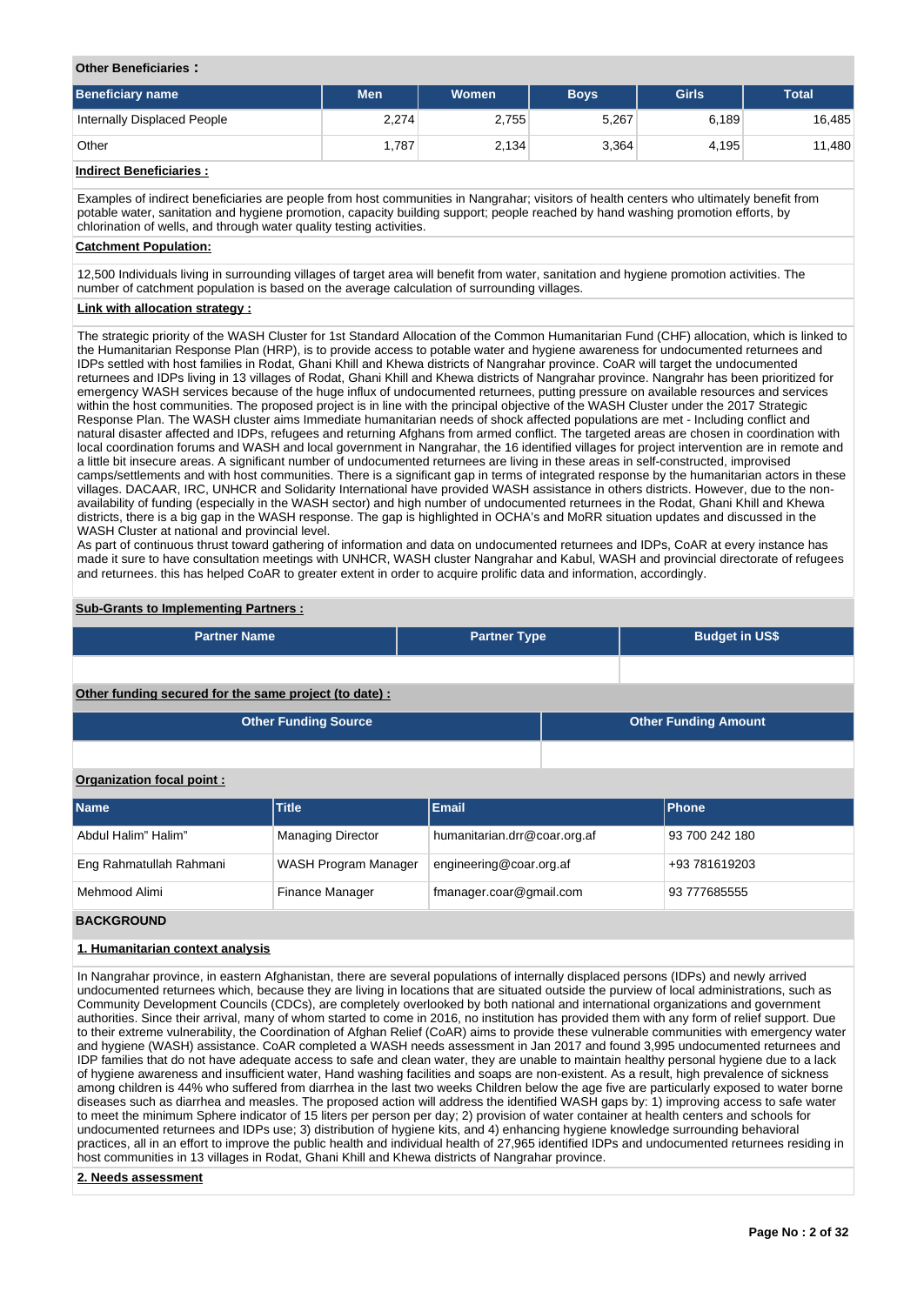**Other Beneficiaries :**

| Beneficiary name | Men | Women | Boys | Girls | Total |
|---|---|---|---|---|---|
| Internally Displaced People | 2,274 | 2,755 | 5,267 | 6,189 | 16,485 |
| Other | 1,787 | 2,134 | 3,364 | 4,195 | 11,480 |

**Indirect Beneficiaries :**

Examples of indirect beneficiaries are people from host communities in Nangrahar; visitors of health centers who ultimately benefit from potable water, sanitation and hygiene promotion, capacity building support; people reached by hand washing promotion efforts, by chlorination of wells, and through water quality testing activities.

**Catchment Population:**

12,500 Individuals living in surrounding villages of target area will benefit from water, sanitation and hygiene promotion activities. The number of catchment population is based on the average calculation of surrounding villages.

**Link with allocation strategy :**

The strategic priority of the WASH Cluster for 1st Standard Allocation of the Common Humanitarian Fund (CHF) allocation, which is linked to the Humanitarian Response Plan (HRP), is to provide access to potable water and hygiene awareness for undocumented returnees and IDPs settled with host families in Rodat, Ghani Khill and Khewa districts of Nangrahar province. CoAR will target the undocumented returnees and IDPs living in 13 villages of Rodat, Ghani Khill and Khewa districts of Nangrahar province. Nangrahr has been prioritized for emergency WASH services because of the huge influx of undocumented returnees, putting pressure on available resources and services within the host communities. The proposed project is in line with the principal objective of the WASH Cluster under the 2017 Strategic Response Plan. The WASH cluster aims Immediate humanitarian needs of shock affected populations are met - Including conflict and natural disaster affected and IDPs, refugees and returning Afghans from armed conflict. The targeted areas are chosen in coordination with local coordination forums and WASH and local government in Nangrahar, the 16 identified villages for project intervention are in remote and a little bit insecure areas. A significant number of undocumented returnees are living in these areas in self-constructed, improvised camps/settlements and with host communities. There is a significant gap in terms of integrated response by the humanitarian actors in these villages. DACAAR, IRC, UNHCR and Solidarity International have provided WASH assistance in others districts. However, due to the non-availability of funding (especially in the WASH sector) and high number of undocumented returnees in the Rodat, Ghani Khill and Khewa districts, there is a big gap in the WASH response. The gap is highlighted in OCHA's and MoRR situation updates and discussed in the WASH Cluster at national and provincial level.
As part of continuous thrust toward gathering of information and data on undocumented returnees and IDPs, CoAR at every instance has made it sure to have consultation meetings with UNHCR, WASH cluster Nangrahar and Kabul, WASH and provincial directorate of refugees and returnees. this has helped CoAR to greater extent in order to acquire prolific data and information, accordingly.

**Sub-Grants to Implementing Partners :**

| Partner Name | Partner Type | Budget in US$ |
|---|---|---|
| | | |

**Other funding secured for the same project (to date) :**

| Other Funding Source | Other Funding Amount |
|---|---|
| | |

**Organization focal point :**

| Name | Title | Email | Phone |
|---|---|---|---|
| Abdul Halim" Halim" | Managing Director | humanitarian.drr@coar.org.af | 93 700 242 180 |
| Eng Rahmatullah Rahmani | WASH Program Manager | engineering@coar.org.af | +93 781619203 |
| Mehmood Alimi | Finance Manager | fmanager.coar@gmail.com | 93 777685555 |

## BACKGROUND

**1. Humanitarian context analysis**

In Nangrahar province, in eastern Afghanistan, there are several populations of internally displaced persons (IDPs) and newly arrived undocumented returnees which, because they are living in locations that are situated outside the purview of local administrations, such as Community Development Councils (CDCs), are completely overlooked by both national and international organizations and government authorities. Since their arrival, many of whom started to come in 2016, no institution has provided them with any form of relief support. Due to their extreme vulnerability, the Coordination of Afghan Relief (CoAR) aims to provide these vulnerable communities with emergency water and hygiene (WASH) assistance. CoAR completed a WASH needs assessment in Jan 2017 and found 3,995 undocumented returnees and IDP families that do not have adequate access to safe and clean water, they are unable to maintain healthy personal hygiene due to a lack of hygiene awareness and insufficient water, Hand washing facilities and soaps are non-existent. As a result, high prevalence of sickness among children is 44% who suffered from diarrhea in the last two weeks Children below the age five are particularly exposed to water borne diseases such as diarrhea and measles. The proposed action will address the identified WASH gaps by: 1) improving access to safe water to meet the minimum Sphere indicator of 15 liters per person per day; 2) provision of water container at health centers and schools for undocumented returnees and IDPs use; 3) distribution of hygiene kits, and 4) enhancing hygiene knowledge surrounding behavioral practices, all in an effort to improve the public health and individual health of 27,965 identified IDPs and undocumented returnees residing in host communities in 13 villages in Rodat, Ghani Khill and Khewa districts of Nangrahar province.

**2. Needs assessment**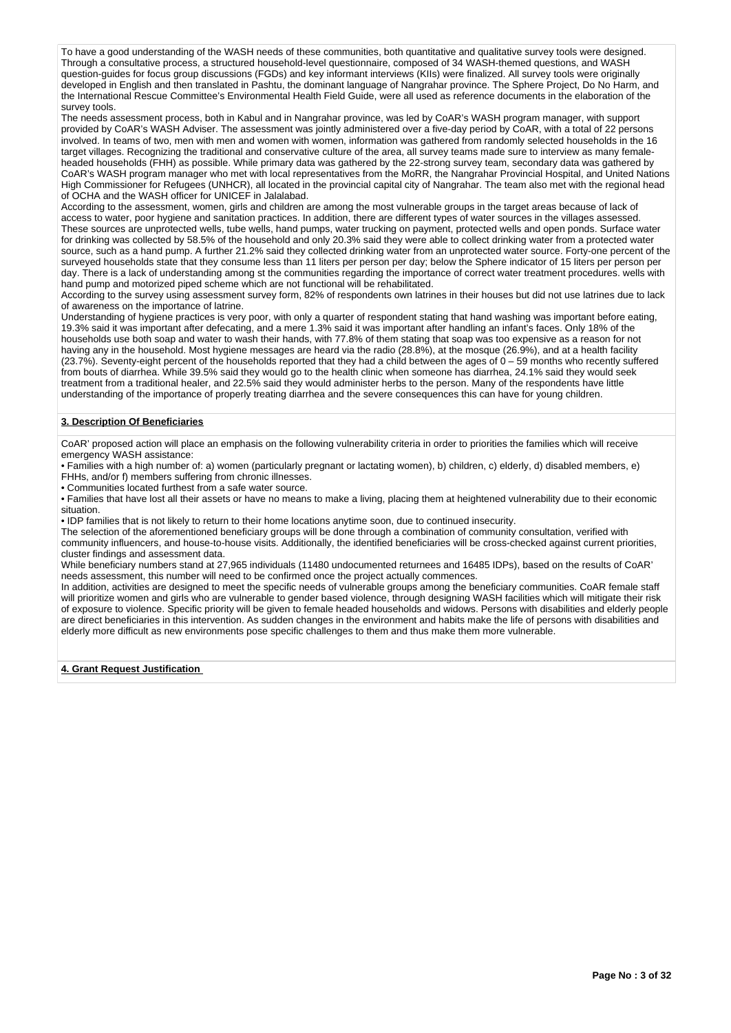To have a good understanding of the WASH needs of these communities, both quantitative and qualitative survey tools were designed. Through a consultative process, a structured household-level questionnaire, composed of 34 WASH-themed questions, and WASH question-guides for focus group discussions (FGDs) and key informant interviews (KIIs) were finalized. All survey tools were originally developed in English and then translated in Pashtu, the dominant language of Nangrahar province. The Sphere Project, Do No Harm, and the International Rescue Committee's Environmental Health Field Guide, were all used as reference documents in the elaboration of the survey tools.

The needs assessment process, both in Kabul and in Nangrahar province, was led by CoAR's WASH program manager, with support provided by CoAR's WASH Adviser. The assessment was jointly administered over a five-day period by CoAR, with a total of 22 persons involved. In teams of two, men with men and women with women, information was gathered from randomly selected households in the 16 target villages. Recognizing the traditional and conservative culture of the area, all survey teams made sure to interview as many female-headed households (FHH) as possible. While primary data was gathered by the 22-strong survey team, secondary data was gathered by CoAR's WASH program manager who met with local representatives from the MoRR, the Nangrahar Provincial Hospital, and United Nations High Commissioner for Refugees (UNHCR), all located in the provincial capital city of Nangrahar. The team also met with the regional head of OCHA and the WASH officer for UNICEF in Jalalabad.

According to the assessment, women, girls and children are among the most vulnerable groups in the target areas because of lack of access to water, poor hygiene and sanitation practices. In addition, there are different types of water sources in the villages assessed. These sources are unprotected wells, tube wells, hand pumps, water trucking on payment, protected wells and open ponds. Surface water for drinking was collected by 58.5% of the household and only 20.3% said they were able to collect drinking water from a protected water source, such as a hand pump. A further 21.2% said they collected drinking water from an unprotected water source. Forty-one percent of the surveyed households state that they consume less than 11 liters per person per day; below the Sphere indicator of 15 liters per person per day. There is a lack of understanding among st the communities regarding the importance of correct water treatment procedures. wells with hand pump and motorized piped scheme which are not functional will be rehabilitated.

According to the survey using assessment survey form, 82% of respondents own latrines in their houses but did not use latrines due to lack of awareness on the importance of latrine.

Understanding of hygiene practices is very poor, with only a quarter of respondent stating that hand washing was important before eating, 19.3% said it was important after defecating, and a mere 1.3% said it was important after handling an infant's faces. Only 18% of the households use both soap and water to wash their hands, with 77.8% of them stating that soap was too expensive as a reason for not having any in the household. Most hygiene messages are heard via the radio (28.8%), at the mosque (26.9%), and at a health facility (23.7%). Seventy-eight percent of the households reported that they had a child between the ages of 0 – 59 months who recently suffered from bouts of diarrhea. While 39.5% said they would go to the health clinic when someone has diarrhea, 24.1% said they would seek treatment from a traditional healer, and 22.5% said they would administer herbs to the person. Many of the respondents have little understanding of the importance of properly treating diarrhea and the severe consequences this can have for young children.

## 3. Description Of Beneficiaries

CoAR' proposed action will place an emphasis on the following vulnerability criteria in order to priorities the families which will receive emergency WASH assistance:

- Families with a high number of: a) women (particularly pregnant or lactating women), b) children, c) elderly, d) disabled members, e) FHHs, and/or f) members suffering from chronic illnesses.
- Communities located furthest from a safe water source.
- Families that have lost all their assets or have no means to make a living, placing them at heightened vulnerability due to their economic situation.
- IDP families that is not likely to return to their home locations anytime soon, due to continued insecurity.

The selection of the aforementioned beneficiary groups will be done through a combination of community consultation, verified with community influencers, and house-to-house visits. Additionally, the identified beneficiaries will be cross-checked against current priorities, cluster findings and assessment data.

While beneficiary numbers stand at 27,965 individuals (11480 undocumented returnees and 16485 IDPs), based on the results of CoAR' needs assessment, this number will need to be confirmed once the project actually commences.

In addition, activities are designed to meet the specific needs of vulnerable groups among the beneficiary communities. CoAR female staff will prioritize women and girls who are vulnerable to gender based violence, through designing WASH facilities which will mitigate their risk of exposure to violence. Specific priority will be given to female headed households and widows. Persons with disabilities and elderly people are direct beneficiaries in this intervention. As sudden changes in the environment and habits make the life of persons with disabilities and elderly more difficult as new environments pose specific challenges to them and thus make them more vulnerable.

## 4. Grant Request Justification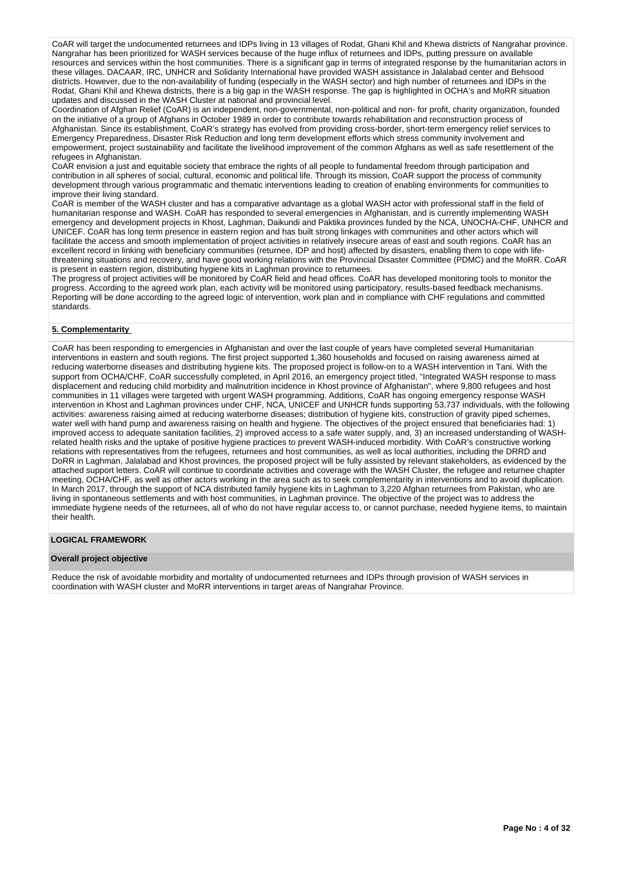CoAR will target the undocumented returnees and IDPs living in 13 villages of Rodat, Ghani Khil and Khewa districts of Nangrahar province. Nangrahar has been prioritized for WASH services because of the huge influx of returnees and IDPs, putting pressure on available resources and services within the host communities. There is a significant gap in terms of integrated response by the humanitarian actors in these villages. DACAAR, IRC, UNHCR and Solidarity International have provided WASH assistance in Jalalabad center and Behsood districts. However, due to the non-availability of funding (especially in the WASH sector) and high number of returnees and IDPs in the Rodat, Ghani Khil and Khewa districts, there is a big gap in the WASH response. The gap is highlighted in OCHA's and MoRR situation updates and discussed in the WASH Cluster at national and provincial level.
Coordination of Afghan Relief (CoAR) is an independent, non-governmental, non-political and non- for profit, charity organization, founded on the initiative of a group of Afghans in October 1989 in order to contribute towards rehabilitation and reconstruction process of Afghanistan. Since its establishment, CoAR's strategy has evolved from providing cross-border, short-term emergency relief services to Emergency Preparedness, Disaster Risk Reduction and long term development efforts which stress community involvement and empowerment, project sustainability and facilitate the livelihood improvement of the common Afghans as well as safe resettlement of the refugees in Afghanistan.
CoAR envision a just and equitable society that embrace the rights of all people to fundamental freedom through participation and contribution in all spheres of social, cultural, economic and political life. Through its mission, CoAR support the process of community development through various programmatic and thematic interventions leading to creation of enabling environments for communities to improve their living standard.
CoAR is member of the WASH cluster and has a comparative advantage as a global WASH actor with professional staff in the field of humanitarian response and WASH. CoAR has responded to several emergencies in Afghanistan, and is currently implementing WASH emergency and development projects in Khost, Laghman, Daikundi and Paktika provinces funded by the NCA, UNOCHA-CHF, UNHCR and UNICEF. CoAR has long term presence in eastern region and has built strong linkages with communities and other actors which will facilitate the access and smooth implementation of project activities in relatively insecure areas of east and south regions. CoAR has an excellent record in linking with beneficiary communities (returnee, IDP and host) affected by disasters, enabling them to cope with life-threatening situations and recovery, and have good working relations with the Provincial Disaster Committee (PDMC) and the MoRR. CoAR is present in eastern region, distributing hygiene kits in Laghman province to returnees.
The progress of project activities will be monitored by CoAR field and head offices. CoAR has developed monitoring tools to monitor the progress. According to the agreed work plan, each activity will be monitored using participatory, results-based feedback mechanisms. Reporting will be done according to the agreed logic of intervention, work plan and in compliance with CHF regulations and committed standards.

**5. Complementarity**

CoAR has been responding to emergencies in Afghanistan and over the last couple of years have completed several Humanitarian interventions in eastern and south regions. The first project supported 1,360 households and focused on raising awareness aimed at reducing waterborne diseases and distributing hygiene kits. The proposed project is follow-on to a WASH intervention in Tani. With the support from OCHA/CHF, CoAR successfully completed, in April 2016, an emergency project titled, "Integrated WASH response to mass displacement and reducing child morbidity and malnutrition incidence in Khost province of Afghanistan", where 9,800 refugees and host communities in 11 villages were targeted with urgent WASH programming. Additions, CoAR has ongoing emergency response WASH intervention in Khost and Laghman provinces under CHF, NCA, UNICEF and UNHCR funds supporting 53,737 individuals, with the following activities: awareness raising aimed at reducing waterborne diseases; distribution of hygiene kits, construction of gravity piped schemes, water well with hand pump and awareness raising on health and hygiene. The objectives of the project ensured that beneficiaries had: 1) improved access to adequate sanitation facilities, 2) improved access to a safe water supply, and, 3) an increased understanding of WASH-related health risks and the uptake of positive hygiene practices to prevent WASH-induced morbidity. With CoAR's constructive working relations with representatives from the refugees, returnees and host communities, as well as local authorities, including the DRRD and DoRR in Laghman, Jalalabad and Khost provinces, the proposed project will be fully assisted by relevant stakeholders, as evidenced by the attached support letters. CoAR will continue to coordinate activities and coverage with the WASH Cluster, the refugee and returnee chapter meeting, OCHA/CHF, as well as other actors working in the area such as to seek complementarity in interventions and to avoid duplication. In March 2017, through the support of NCA distributed family hygiene kits in Laghman to 3,220 Afghan returnees from Pakistan, who are living in spontaneous settlements and with host communities, in Laghman province. The objective of the project was to address the immediate hygiene needs of the returnees, all of who do not have regular access to, or cannot purchase, needed hygiene items, to maintain their health.

**LOGICAL FRAMEWORK**

**Overall project objective**

Reduce the risk of avoidable morbidity and mortality of undocumented returnees and IDPs through provision of WASH services in coordination with WASH cluster and MoRR interventions in target areas of Nangrahar Province.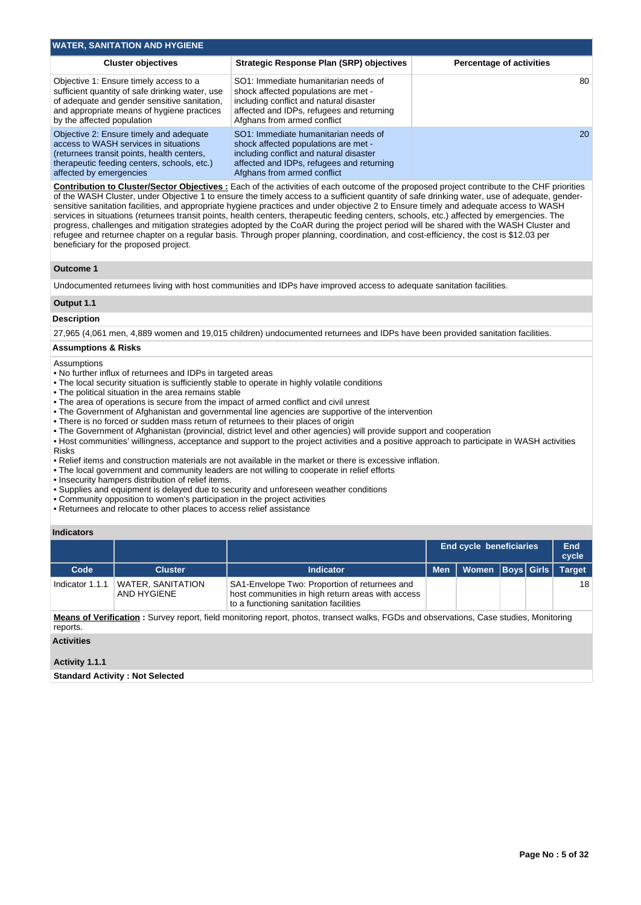## WATER, SANITATION AND HYGIENE

| Cluster objectives | Strategic Response Plan (SRP) objectives | Percentage of activities |
| --- | --- | --- |
| Objective 1: Ensure timely access to a sufficient quantity of safe drinking water, use of adequate and gender sensitive sanitation, and appropriate means of hygiene practices by the affected population | SO1: Immediate humanitarian needs of shock affected populations are met - including conflict and natural disaster affected and IDPs, refugees and returning Afghans from armed conflict | 80 |
| Objective 2: Ensure timely and adequate access to WASH services in situations (returnees transit points, health centers, therapeutic feeding centers, schools, etc.) affected by emergencies | SO1: Immediate humanitarian needs of shock affected populations are met - including conflict and natural disaster affected and IDPs, refugees and returning Afghans from armed conflict | 20 |

**Contribution to Cluster/Sector Objectives :** Each of the activities of each outcome of the proposed project contribute to the CHF priorities of the WASH Cluster, under Objective 1 to ensure the timely access to a sufficient quantity of safe drinking water, use of adequate, gender-sensitive sanitation facilities, and appropriate hygiene practices and under objective 2 to Ensure timely and adequate access to WASH services in situations (returnees transit points, health centers, therapeutic feeding centers, schools, etc.) affected by emergencies. The progress, challenges and mitigation strategies adopted by the CoAR during the project period will be shared with the WASH Cluster and refugee and returnee chapter on a regular basis. Through proper planning, coordination, and cost-efficiency, the cost is $12.03 per beneficiary for the proposed project.

### Outcome 1

Undocumented returnees living with host communities and IDPs have improved access to adequate sanitation facilities.

### Output 1.1

**Description**

27,965 (4,061 men, 4,889 women and 19,015 children) undocumented returnees and IDPs have been provided sanitation facilities.

**Assumptions & Risks**

Assumptions
- No further influx of returnees and IDPs in targeted areas
- The local security situation is sufficiently stable to operate in highly volatile conditions
- The political situation in the area remains stable
- The area of operations is secure from the impact of armed conflict and civil unrest
- The Government of Afghanistan and governmental line agencies are supportive of the intervention
- There is no forced or sudden mass return of returnees to their places of origin
- The Government of Afghanistan (provincial, district level and other agencies) will provide support and cooperation
- Host communities' willingness, acceptance and support to the project activities and a positive approach to participate in WASH activities

Risks
- Relief items and construction materials are not available in the market or there is excessive inflation.
- The local government and community leaders are not willing to cooperate in relief efforts
- Insecurity hampers distribution of relief items.
- Supplies and equipment is delayed due to security and unforeseen weather conditions
- Community opposition to women's participation in the project activities
- Returnees and relocate to other places to access relief assistance

**Indicators**

| | | | End cycle beneficiaries | | | | End cycle |
| --- | --- | --- | --- | --- | --- | --- | --- |
| Code | Cluster | Indicator | Men | Women | Boys | Girls | Target |
| Indicator 1.1.1 | WATER, SANITATION AND HYGIENE | SA1-Envelope Two: Proportion of returnees and host communities in high return areas with access to a functioning sanitation facilities | | | | | 18 |

**Means of Verification :** Survey report, field monitoring report, photos, transect walks, FGDs and observations, Case studies, Monitoring reports.

**Activities**

**Activity 1.1.1**

**Standard Activity : Not Selected**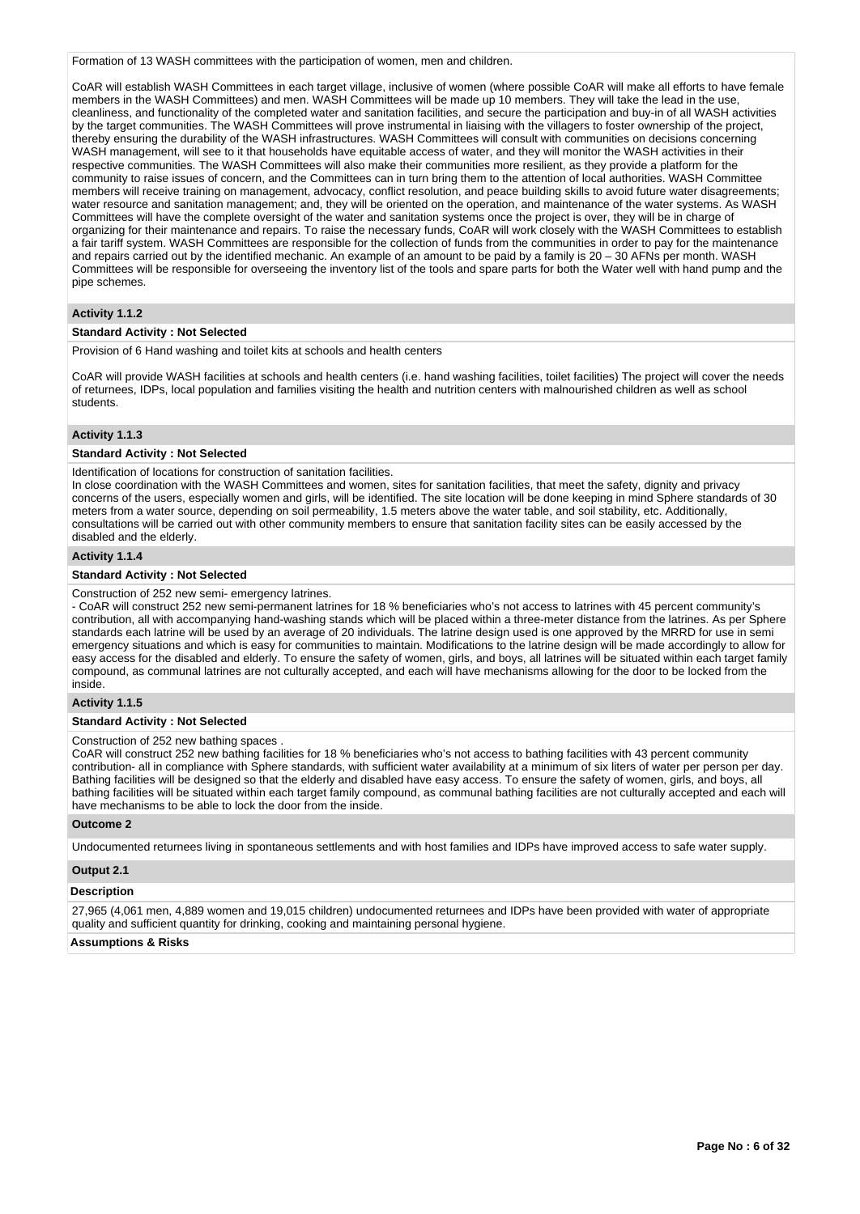Formation of 13 WASH committees with the participation of women, men and children.

CoAR will establish WASH Committees in each target village, inclusive of women (where possible CoAR will make all efforts to have female members in the WASH Committees) and men. WASH Committees will be made up 10 members. They will take the lead in the use, cleanliness, and functionality of the completed water and sanitation facilities, and secure the participation and buy-in of all WASH activities by the target communities. The WASH Committees will prove instrumental in liaising with the villagers to foster ownership of the project, thereby ensuring the durability of the WASH infrastructures. WASH Committees will consult with communities on decisions concerning WASH management, will see to it that households have equitable access of water, and they will monitor the WASH activities in their respective communities. The WASH Committees will also make their communities more resilient, as they provide a platform for the community to raise issues of concern, and the Committees can in turn bring them to the attention of local authorities. WASH Committee members will receive training on management, advocacy, conflict resolution, and peace building skills to avoid future water disagreements; water resource and sanitation management; and, they will be oriented on the operation, and maintenance of the water systems. As WASH Committees will have the complete oversight of the water and sanitation systems once the project is over, they will be in charge of organizing for their maintenance and repairs. To raise the necessary funds, CoAR will work closely with the WASH Committees to establish a fair tariff system. WASH Committees are responsible for the collection of funds from the communities in order to pay for the maintenance and repairs carried out by the identified mechanic. An example of an amount to be paid by a family is 20 – 30 AFNs per month. WASH Committees will be responsible for overseeing the inventory list of the tools and spare parts for both the Water well with hand pump and the pipe schemes.

### Activity 1.1.2

**Standard Activity : Not Selected**

Provision of 6 Hand washing and toilet kits at schools and health centers

CoAR will provide WASH facilities at schools and health centers (i.e. hand washing facilities, toilet facilities) The project will cover the needs of returnees, IDPs, local population and families visiting the health and nutrition centers with malnourished children as well as school students.

### Activity 1.1.3

**Standard Activity : Not Selected**

Identification of locations for construction of sanitation facilities.
In close coordination with the WASH Committees and women, sites for sanitation facilities, that meet the safety, dignity and privacy concerns of the users, especially women and girls, will be identified. The site location will be done keeping in mind Sphere standards of 30 meters from a water source, depending on soil permeability, 1.5 meters above the water table, and soil stability, etc. Additionally, consultations will be carried out with other community members to ensure that sanitation facility sites can be easily accessed by the disabled and the elderly.

### Activity 1.1.4

**Standard Activity : Not Selected**

Construction of 252 new semi- emergency latrines.
- CoAR will construct 252 new semi-permanent latrines for 18 % beneficiaries who's not access to latrines with 45 percent community's contribution, all with accompanying hand-washing stands which will be placed within a three-meter distance from the latrines. As per Sphere standards each latrine will be used by an average of 20 individuals. The latrine design used is one approved by the MRRD for use in semi emergency situations and which is easy for communities to maintain. Modifications to the latrine design will be made accordingly to allow for easy access for the disabled and elderly. To ensure the safety of women, girls, and boys, all latrines will be situated within each target family compound, as communal latrines are not culturally accepted, and each will have mechanisms allowing for the door to be locked from the inside.

### Activity 1.1.5

**Standard Activity : Not Selected**

Construction of 252 new bathing spaces .
CoAR will construct 252 new bathing facilities for 18 % beneficiaries who's not access to bathing facilities with 43 percent community contribution- all in compliance with Sphere standards, with sufficient water availability at a minimum of six liters of water per person per day. Bathing facilities will be designed so that the elderly and disabled have easy access. To ensure the safety of women, girls, and boys, all bathing facilities will be situated within each target family compound, as communal bathing facilities are not culturally accepted and each will have mechanisms to be able to lock the door from the inside.

### Outcome 2

Undocumented returnees living in spontaneous settlements and with host families and IDPs have improved access to safe water supply.

### Output 2.1

**Description**

27,965 (4,061 men, 4,889 women and 19,015 children) undocumented returnees and IDPs have been provided with water of appropriate quality and sufficient quantity for drinking, cooking and maintaining personal hygiene.

**Assumptions & Risks**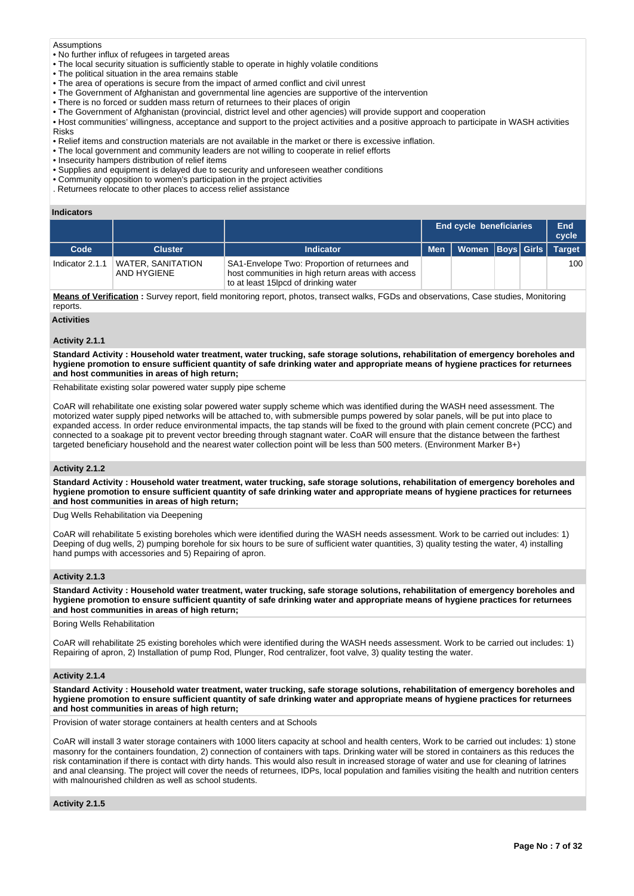Assumptions

- No further influx of refugees in targeted areas
- The local security situation is sufficiently stable to operate in highly volatile conditions
- The political situation in the area remains stable
- The area of operations is secure from the impact of armed conflict and civil unrest
- The Government of Afghanistan and governmental line agencies are supportive of the intervention
- There is no forced or sudden mass return of returnees to their places of origin
- The Government of Afghanistan (provincial, district level and other agencies) will provide support and cooperation
- Host communities' willingness, acceptance and support to the project activities and a positive approach to participate in WASH activities

Risks

- Relief items and construction materials are not available in the market or there is excessive inflation.
- The local government and community leaders are not willing to cooperate in relief efforts
- Insecurity hampers distribution of relief items
- Supplies and equipment is delayed due to security and unforeseen weather conditions
- Community opposition to women's participation in the project activities

. Returnees relocate to other places to access relief assistance

## Indicators

| | | | End cycle beneficiaries | | | | End cycle |
|---|---|---|---|---|---|---|---|
| **Code** | **Cluster** | **Indicator** | **Men** | **Women** | **Boys** | **Girls** | **Target** |
| Indicator 2.1.1 | WATER, SANITATION AND HYGIENE | SA1-Envelope Two: Proportion of returnees and host communities in high return areas with access to at least 15lpcd of drinking water | | | | | 100 |

**Means of Verification :** Survey report, field monitoring report, photos, transect walks, FGDs and observations, Case studies, Monitoring reports.

## Activities

### Activity 2.1.1

**Standard Activity : Household water treatment, water trucking, safe storage solutions, rehabilitation of emergency boreholes and hygiene promotion to ensure sufficient quantity of safe drinking water and appropriate means of hygiene practices for returnees and host communities in areas of high return;**

Rehabilitate existing solar powered water supply pipe scheme

CoAR will rehabilitate one existing solar powered water supply scheme which was identified during the WASH need assessment. The motorized water supply piped networks will be attached to, with submersible pumps powered by solar panels, will be put into place to expanded access. In order reduce environmental impacts, the tap stands will be fixed to the ground with plain cement concrete (PCC) and connected to a soakage pit to prevent vector breeding through stagnant water. CoAR will ensure that the distance between the farthest targeted beneficiary household and the nearest water collection point will be less than 500 meters. (Environment Marker B+)

### Activity 2.1.2

**Standard Activity : Household water treatment, water trucking, safe storage solutions, rehabilitation of emergency boreholes and hygiene promotion to ensure sufficient quantity of safe drinking water and appropriate means of hygiene practices for returnees and host communities in areas of high return;**

Dug Wells Rehabilitation via Deepening

CoAR will rehabilitate 5 existing boreholes which were identified during the WASH needs assessment. Work to be carried out includes: 1) Deeping of dug wells, 2) pumping borehole for six hours to be sure of sufficient water quantities, 3) quality testing the water, 4) installing hand pumps with accessories and 5) Repairing of apron.

### Activity 2.1.3

**Standard Activity : Household water treatment, water trucking, safe storage solutions, rehabilitation of emergency boreholes and hygiene promotion to ensure sufficient quantity of safe drinking water and appropriate means of hygiene practices for returnees and host communities in areas of high return;**

Boring Wells Rehabilitation

CoAR will rehabilitate 25 existing boreholes which were identified during the WASH needs assessment. Work to be carried out includes: 1) Repairing of apron, 2) Installation of pump Rod, Plunger, Rod centralizer, foot valve, 3) quality testing the water.

### Activity 2.1.4

**Standard Activity : Household water treatment, water trucking, safe storage solutions, rehabilitation of emergency boreholes and hygiene promotion to ensure sufficient quantity of safe drinking water and appropriate means of hygiene practices for returnees and host communities in areas of high return;**

Provision of water storage containers at health centers and at Schools

CoAR will install 3 water storage containers with 1000 liters capacity at school and health centers, Work to be carried out includes: 1) stone masonry for the containers foundation, 2) connection of containers with taps. Drinking water will be stored in containers as this reduces the risk contamination if there is contact with dirty hands. This would also result in increased storage of water and use for cleaning of latrines and anal cleansing. The project will cover the needs of returnees, IDPs, local population and families visiting the health and nutrition centers with malnourished children as well as school students.

### Activity 2.1.5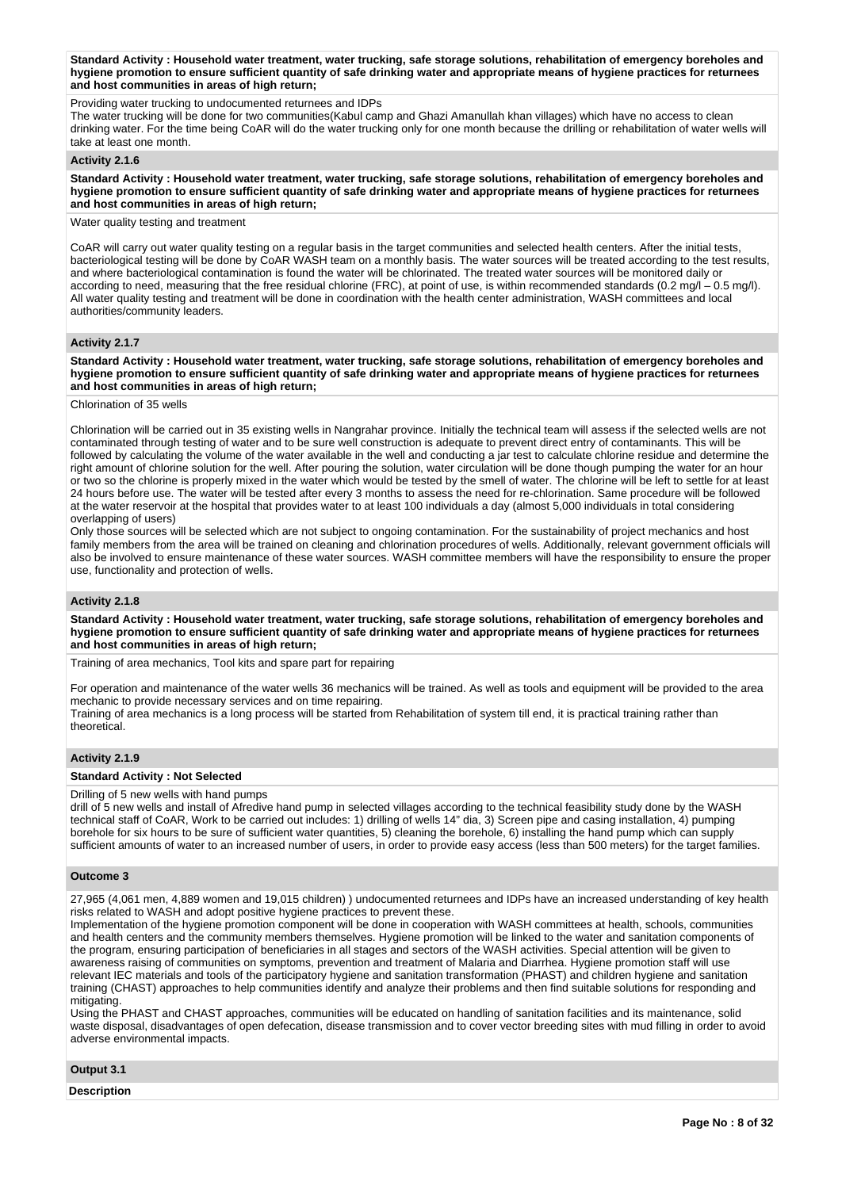**Standard Activity : Household water treatment, water trucking, safe storage solutions, rehabilitation of emergency boreholes and hygiene promotion to ensure sufficient quantity of safe drinking water and appropriate means of hygiene practices for returnees and host communities in areas of high return;**

Providing water trucking to undocumented returnees and IDPs

The water trucking will be done for two communities(Kabul camp and Ghazi Amanullah khan villages) which have no access to clean drinking water. For the time being CoAR will do the water trucking only for one month because the drilling or rehabilitation of water wells will take at least one month.

### Activity 2.1.6

**Standard Activity : Household water treatment, water trucking, safe storage solutions, rehabilitation of emergency boreholes and hygiene promotion to ensure sufficient quantity of safe drinking water and appropriate means of hygiene practices for returnees and host communities in areas of high return;**

Water quality testing and treatment

CoAR will carry out water quality testing on a regular basis in the target communities and selected health centers. After the initial tests, bacteriological testing will be done by CoAR WASH team on a monthly basis. The water sources will be treated according to the test results, and where bacteriological contamination is found the water will be chlorinated. The treated water sources will be monitored daily or according to need, measuring that the free residual chlorine (FRC), at point of use, is within recommended standards (0.2 mg/l – 0.5 mg/l). All water quality testing and treatment will be done in coordination with the health center administration, WASH committees and local authorities/community leaders.

### Activity 2.1.7

**Standard Activity : Household water treatment, water trucking, safe storage solutions, rehabilitation of emergency boreholes and hygiene promotion to ensure sufficient quantity of safe drinking water and appropriate means of hygiene practices for returnees and host communities in areas of high return;**

Chlorination of 35 wells

Chlorination will be carried out in 35 existing wells in Nangrahar province. Initially the technical team will assess if the selected wells are not contaminated through testing of water and to be sure well construction is adequate to prevent direct entry of contaminants. This will be followed by calculating the volume of the water available in the well and conducting a jar test to calculate chlorine residue and determine the right amount of chlorine solution for the well. After pouring the solution, water circulation will be done though pumping the water for an hour or two so the chlorine is properly mixed in the water which would be tested by the smell of water. The chlorine will be left to settle for at least 24 hours before use. The water will be tested after every 3 months to assess the need for re-chlorination. Same procedure will be followed at the water reservoir at the hospital that provides water to at least 100 individuals a day (almost 5,000 individuals in total considering overlapping of users)

Only those sources will be selected which are not subject to ongoing contamination. For the sustainability of project mechanics and host family members from the area will be trained on cleaning and chlorination procedures of wells. Additionally, relevant government officials will also be involved to ensure maintenance of these water sources. WASH committee members will have the responsibility to ensure the proper use, functionality and protection of wells.

### Activity 2.1.8

**Standard Activity : Household water treatment, water trucking, safe storage solutions, rehabilitation of emergency boreholes and hygiene promotion to ensure sufficient quantity of safe drinking water and appropriate means of hygiene practices for returnees and host communities in areas of high return;**

Training of area mechanics, Tool kits and spare part for repairing

For operation and maintenance of the water wells 36 mechanics will be trained. As well as tools and equipment will be provided to the area mechanic to provide necessary services and on time repairing.
Training of area mechanics is a long process will be started from Rehabilitation of system till end, it is practical training rather than theoretical.

### Activity 2.1.9

**Standard Activity : Not Selected**

Drilling of 5 new wells with hand pumps
drill of 5 new wells and install of Afredive hand pump in selected villages according to the technical feasibility study done by the WASH technical staff of CoAR, Work to be carried out includes: 1) drilling of wells 14" dia, 3) Screen pipe and casing installation, 4) pumping borehole for six hours to be sure of sufficient water quantities, 5) cleaning the borehole, 6) installing the hand pump which can supply sufficient amounts of water to an increased number of users, in order to provide easy access (less than 500 meters) for the target families.

### Outcome 3

27,965 (4,061 men, 4,889 women and 19,015 children) ) undocumented returnees and IDPs have an increased understanding of key health risks related to WASH and adopt positive hygiene practices to prevent these.
Implementation of the hygiene promotion component will be done in cooperation with WASH committees at health, schools, communities and health centers and the community members themselves. Hygiene promotion will be linked to the water and sanitation components of the program, ensuring participation of beneficiaries in all stages and sectors of the WASH activities. Special attention will be given to awareness raising of communities on symptoms, prevention and treatment of Malaria and Diarrhea. Hygiene promotion staff will use relevant IEC materials and tools of the participatory hygiene and sanitation transformation (PHAST) and children hygiene and sanitation training (CHAST) approaches to help communities identify and analyze their problems and then find suitable solutions for responding and mitigating.
Using the PHAST and CHAST approaches, communities will be educated on handling of sanitation facilities and its maintenance, solid waste disposal, disadvantages of open defecation, disease transmission and to cover vector breeding sites with mud filling in order to avoid adverse environmental impacts.

### Output 3.1

**Description**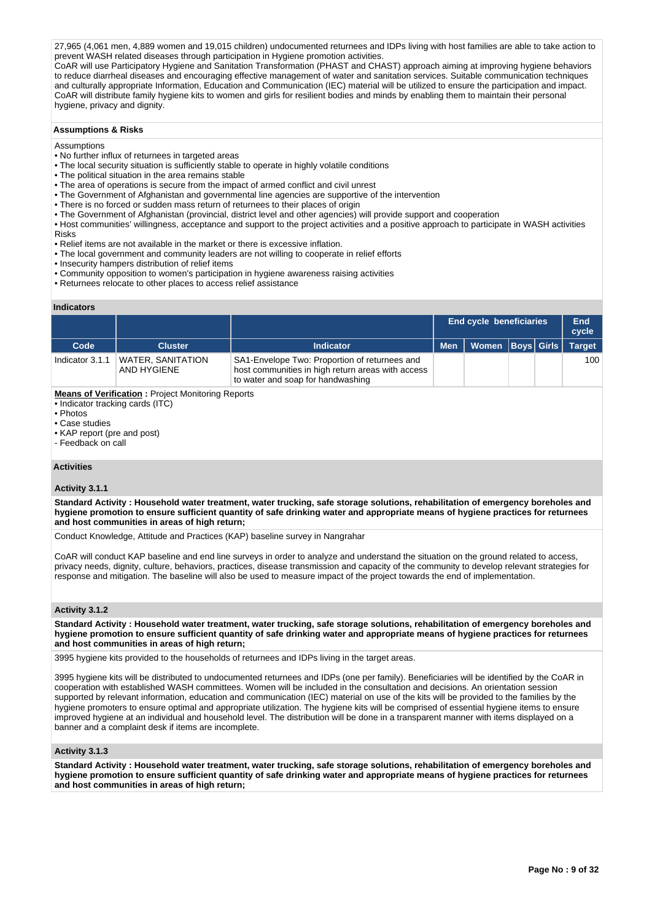27,965 (4,061 men, 4,889 women and 19,015 children) undocumented returnees and IDPs living with host families are able to take action to prevent WASH related diseases through participation in Hygiene promotion activities.
CoAR will use Participatory Hygiene and Sanitation Transformation (PHAST and CHAST) approach aiming at improving hygiene behaviors to reduce diarrheal diseases and encouraging effective management of water and sanitation services. Suitable communication techniques and culturally appropriate Information, Education and Communication (IEC) material will be utilized to ensure the participation and impact. CoAR will distribute family hygiene kits to women and girls for resilient bodies and minds by enabling them to maintain their personal hygiene, privacy and dignity.

**Assumptions & Risks**

Assumptions
• No further influx of returnees in targeted areas
• The local security situation is sufficiently stable to operate in highly volatile conditions
• The political situation in the area remains stable
• The area of operations is secure from the impact of armed conflict and civil unrest
• The Government of Afghanistan and governmental line agencies are supportive of the intervention
• There is no forced or sudden mass return of returnees to their places of origin
• The Government of Afghanistan (provincial, district level and other agencies) will provide support and cooperation
• Host communities' willingness, acceptance and support to the project activities and a positive approach to participate in WASH activities
Risks
• Relief items are not available in the market or there is excessive inflation.
• The local government and community leaders are not willing to cooperate in relief efforts
• Insecurity hampers distribution of relief items
• Community opposition to women's participation in hygiene awareness raising activities
• Returnees relocate to other places to access relief assistance

**Indicators**

| | | | End cycle beneficiaries | | | | End cycle |
|---|---|---|---|---|---|---|---|
| **Code** | **Cluster** | **Indicator** | **Men** | **Women** | **Boys** | **Girls** | **Target** |
| Indicator 3.1.1 | WATER, SANITATION AND HYGIENE | SA1-Envelope Two: Proportion of returnees and host communities in high return areas with access to water and soap for handwashing | | | | | 100 |

**Means of Verification :** Project Monitoring Reports
• Indicator tracking cards (ITC)
• Photos
• Case studies
• KAP report (pre and post)
- Feedback on call

**Activities**

**Activity 3.1.1**

**Standard Activity : Household water treatment, water trucking, safe storage solutions, rehabilitation of emergency boreholes and hygiene promotion to ensure sufficient quantity of safe drinking water and appropriate means of hygiene practices for returnees and host communities in areas of high return;**

Conduct Knowledge, Attitude and Practices (KAP) baseline survey in Nangrahar

CoAR will conduct KAP baseline and end line surveys in order to analyze and understand the situation on the ground related to access, privacy needs, dignity, culture, behaviors, practices, disease transmission and capacity of the community to develop relevant strategies for response and mitigation. The baseline will also be used to measure impact of the project towards the end of implementation.

**Activity 3.1.2**

**Standard Activity : Household water treatment, water trucking, safe storage solutions, rehabilitation of emergency boreholes and hygiene promotion to ensure sufficient quantity of safe drinking water and appropriate means of hygiene practices for returnees and host communities in areas of high return;**

3995 hygiene kits provided to the households of returnees and IDPs living in the target areas.

3995 hygiene kits will be distributed to undocumented returnees and IDPs (one per family). Beneficiaries will be identified by the CoAR in cooperation with established WASH committees. Women will be included in the consultation and decisions. An orientation session supported by relevant information, education and communication (IEC) material on use of the kits will be provided to the families by the hygiene promoters to ensure optimal and appropriate utilization. The hygiene kits will be comprised of essential hygiene items to ensure improved hygiene at an individual and household level. The distribution will be done in a transparent manner with items displayed on a banner and a complaint desk if items are incomplete.

**Activity 3.1.3**

**Standard Activity : Household water treatment, water trucking, safe storage solutions, rehabilitation of emergency boreholes and hygiene promotion to ensure sufficient quantity of safe drinking water and appropriate means of hygiene practices for returnees and host communities in areas of high return;**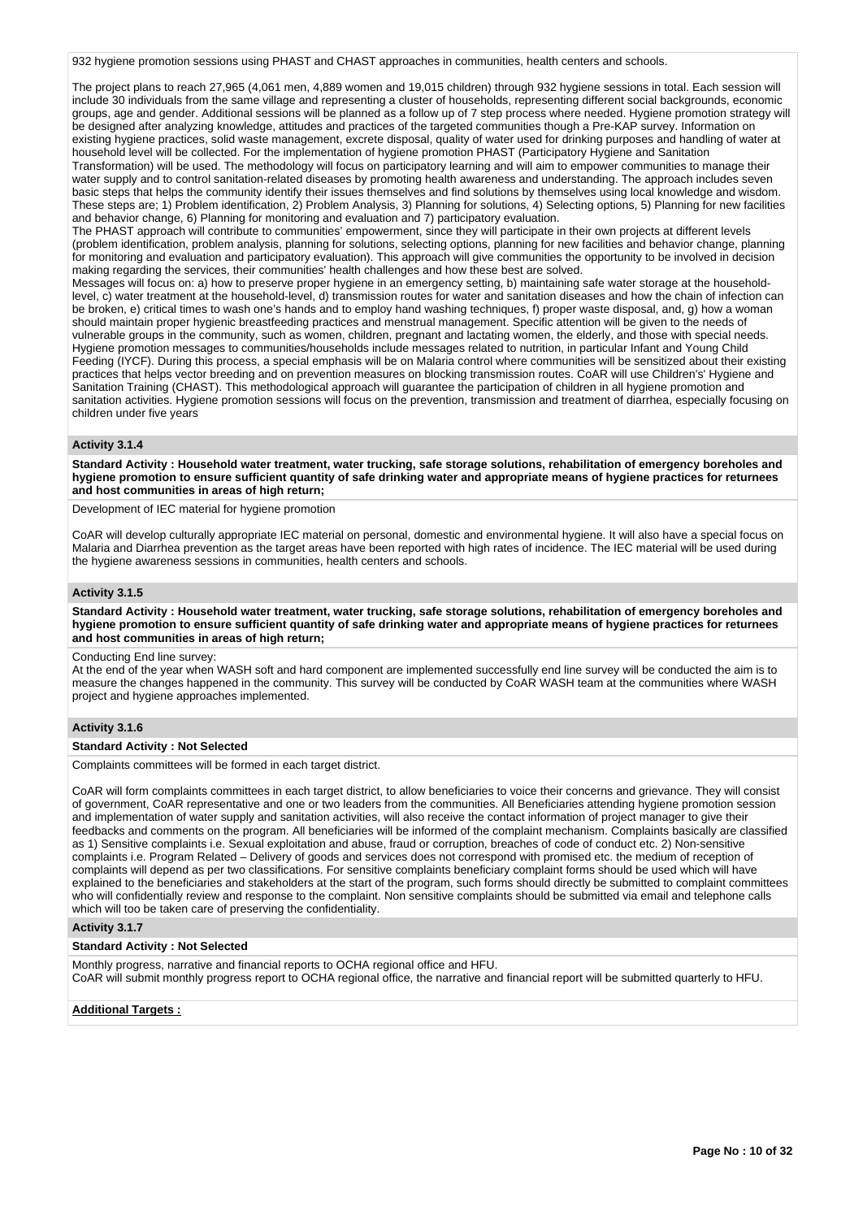932 hygiene promotion sessions using PHAST and CHAST approaches in communities, health centers and schools.

The project plans to reach 27,965 (4,061 men, 4,889 women and 19,015 children) through 932 hygiene sessions in total. Each session will include 30 individuals from the same village and representing a cluster of households, representing different social backgrounds, economic groups, age and gender. Additional sessions will be planned as a follow up of 7 step process where needed. Hygiene promotion strategy will be designed after analyzing knowledge, attitudes and practices of the targeted communities though a Pre-KAP survey. Information on existing hygiene practices, solid waste management, excrete disposal, quality of water used for drinking purposes and handling of water at household level will be collected. For the implementation of hygiene promotion PHAST (Participatory Hygiene and Sanitation Transformation) will be used. The methodology will focus on participatory learning and will aim to empower communities to manage their water supply and to control sanitation-related diseases by promoting health awareness and understanding. The approach includes seven basic steps that helps the community identify their issues themselves and find solutions by themselves using local knowledge and wisdom. These steps are; 1) Problem identification, 2) Problem Analysis, 3) Planning for solutions, 4) Selecting options, 5) Planning for new facilities and behavior change, 6) Planning for monitoring and evaluation and 7) participatory evaluation.
The PHAST approach will contribute to communities' empowerment, since they will participate in their own projects at different levels (problem identification, problem analysis, planning for solutions, selecting options, planning for new facilities and behavior change, planning for monitoring and evaluation and participatory evaluation). This approach will give communities the opportunity to be involved in decision making regarding the services, their communities' health challenges and how these best are solved.
Messages will focus on: a) how to preserve proper hygiene in an emergency setting, b) maintaining safe water storage at the household-level, c) water treatment at the household-level, d) transmission routes for water and sanitation diseases and how the chain of infection can be broken, e) critical times to wash one's hands and to employ hand washing techniques, f) proper waste disposal, and, g) how a woman should maintain proper hygienic breastfeeding practices and menstrual management. Specific attention will be given to the needs of vulnerable groups in the community, such as women, children, pregnant and lactating women, the elderly, and those with special needs. Hygiene promotion messages to communities/households include messages related to nutrition, in particular Infant and Young Child Feeding (IYCF). During this process, a special emphasis will be on Malaria control where communities will be sensitized about their existing practices that helps vector breeding and on prevention measures on blocking transmission routes. CoAR will use Children's' Hygiene and Sanitation Training (CHAST). This methodological approach will guarantee the participation of children in all hygiene promotion and sanitation activities. Hygiene promotion sessions will focus on the prevention, transmission and treatment of diarrhea, especially focusing on children under five years

### Activity 3.1.4

**Standard Activity : Household water treatment, water trucking, safe storage solutions, rehabilitation of emergency boreholes and hygiene promotion to ensure sufficient quantity of safe drinking water and appropriate means of hygiene practices for returnees and host communities in areas of high return;**

Development of IEC material for hygiene promotion

CoAR will develop culturally appropriate IEC material on personal, domestic and environmental hygiene. It will also have a special focus on Malaria and Diarrhea prevention as the target areas have been reported with high rates of incidence. The IEC material will be used during the hygiene awareness sessions in communities, health centers and schools.

### Activity 3.1.5

**Standard Activity : Household water treatment, water trucking, safe storage solutions, rehabilitation of emergency boreholes and hygiene promotion to ensure sufficient quantity of safe drinking water and appropriate means of hygiene practices for returnees and host communities in areas of high return;**

Conducting End line survey:
At the end of the year when WASH soft and hard component are implemented successfully end line survey will be conducted the aim is to measure the changes happened in the community. This survey will be conducted by CoAR WASH team at the communities where WASH project and hygiene approaches implemented.

### Activity 3.1.6

**Standard Activity : Not Selected**

Complaints committees will be formed in each target district.

CoAR will form complaints committees in each target district, to allow beneficiaries to voice their concerns and grievance. They will consist of government, CoAR representative and one or two leaders from the communities. All Beneficiaries attending hygiene promotion session and implementation of water supply and sanitation activities, will also receive the contact information of project manager to give their feedbacks and comments on the program. All beneficiaries will be informed of the complaint mechanism. Complaints basically are classified as 1) Sensitive complaints i.e. Sexual exploitation and abuse, fraud or corruption, breaches of code of conduct etc. 2) Non-sensitive complaints i.e. Program Related – Delivery of goods and services does not correspond with promised etc. the medium of reception of complaints will depend as per two classifications. For sensitive complaints beneficiary complaint forms should be used which will have explained to the beneficiaries and stakeholders at the start of the program, such forms should directly be submitted to complaint committees who will confidentially review and response to the complaint. Non sensitive complaints should be submitted via email and telephone calls which will too be taken care of preserving the confidentiality.

### Activity 3.1.7

**Standard Activity : Not Selected**

Monthly progress, narrative and financial reports to OCHA regional office and HFU.
CoAR will submit monthly progress report to OCHA regional office, the narrative and financial report will be submitted quarterly to HFU.

**Additional Targets :**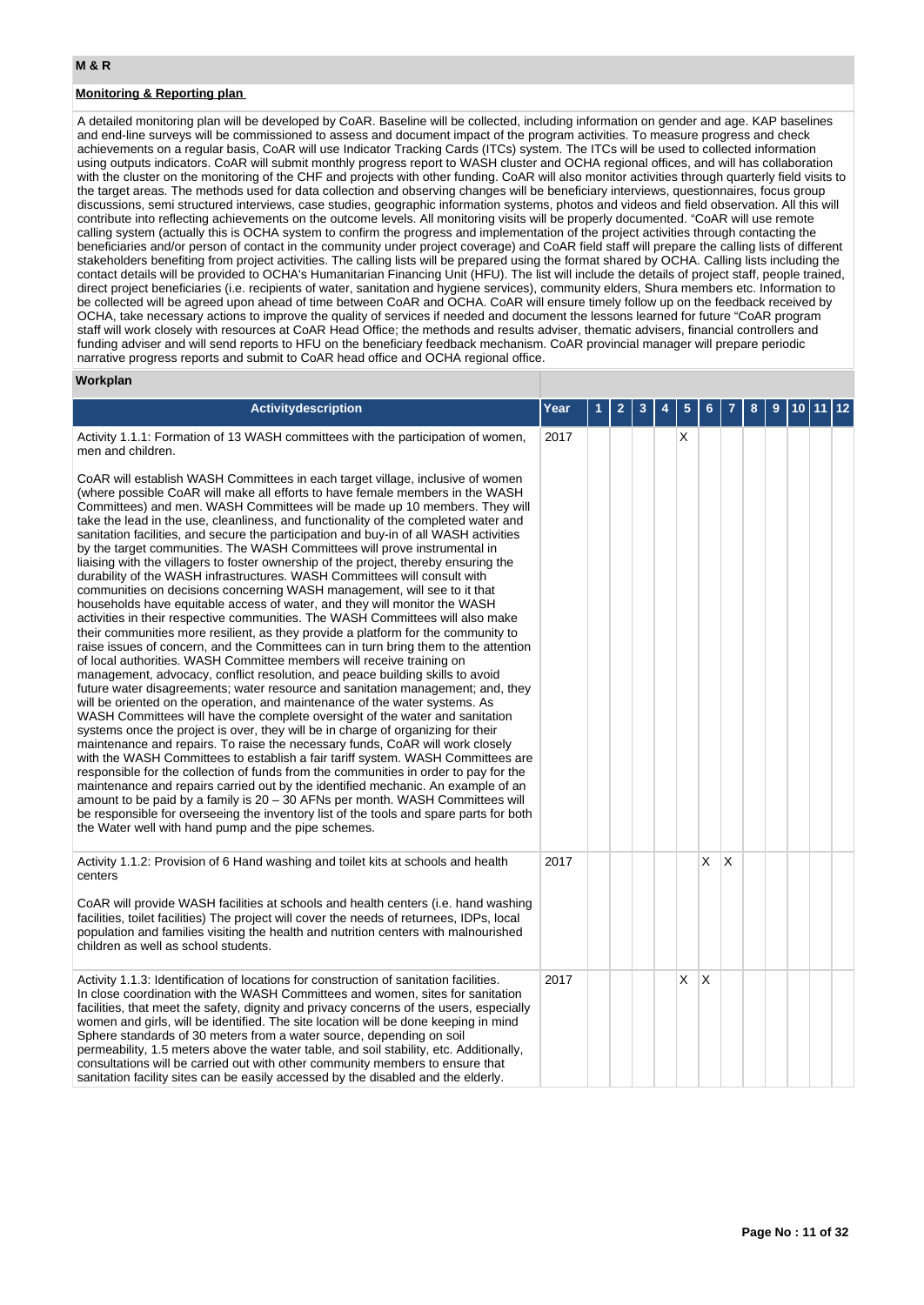## M & R

### Monitoring & Reporting plan

A detailed monitoring plan will be developed by CoAR. Baseline will be collected, including information on gender and age. KAP baselines and end-line surveys will be commissioned to assess and document impact of the program activities. To measure progress and check achievements on a regular basis, CoAR will use Indicator Tracking Cards (ITCs) system. The ITCs will be used to collected information using outputs indicators. CoAR will submit monthly progress report to WASH cluster and OCHA regional offices, and will has collaboration with the cluster on the monitoring of the CHF and projects with other funding. CoAR will also monitor activities through quarterly field visits to the target areas. The methods used for data collection and observing changes will be beneficiary interviews, questionnaires, focus group discussions, semi structured interviews, case studies, geographic information systems, photos and videos and field observation. All this will contribute into reflecting achievements on the outcome levels. All monitoring visits will be properly documented. "CoAR will use remote calling system (actually this is OCHA system to confirm the progress and implementation of the project activities through contacting the beneficiaries and/or person of contact in the community under project coverage) and CoAR field staff will prepare the calling lists of different stakeholders benefiting from project activities. The calling lists will be prepared using the format shared by OCHA. Calling lists including the contact details will be provided to OCHA's Humanitarian Financing Unit (HFU). The list will include the details of project staff, people trained, direct project beneficiaries (i.e. recipients of water, sanitation and hygiene services), community elders, Shura members etc. Information to be collected will be agreed upon ahead of time between CoAR and OCHA. CoAR will ensure timely follow up on the feedback received by OCHA, take necessary actions to improve the quality of services if needed and document the lessons learned for future "CoAR program staff will work closely with resources at CoAR Head Office; the methods and results adviser, thematic advisers, financial controllers and funding adviser and will send reports to HFU on the beneficiary feedback mechanism. CoAR provincial manager will prepare periodic narrative progress reports and submit to CoAR head office and OCHA regional office.

### Workplan

| Activitydescription | Year | 1 | 2 | 3 | 4 | 5 | 6 | 7 | 8 | 9 | 10 | 11 | 12 |
|---|---|---|---|---|---|---|---|---|---|---|---|---|---|
| Activity 1.1.1: Formation of 13 WASH committees with the participation of women, men and children.<br><br>CoAR will establish WASH Committees in each target village, inclusive of women (where possible CoAR will make all efforts to have female members in the WASH Committees) and men. WASH Committees will be made up 10 members. They will take the lead in the use, cleanliness, and functionality of the completed water and sanitation facilities, and secure the participation and buy-in of all WASH activities by the target communities. The WASH Committees will prove instrumental in liaising with the villagers to foster ownership of the project, thereby ensuring the durability of the WASH infrastructures. WASH Committees will consult with communities on decisions concerning WASH management, will see to it that households have equitable access of water, and they will monitor the WASH activities in their respective communities. The WASH Committees will also make their communities more resilient, as they provide a platform for the community to raise issues of concern, and the Committees can in turn bring them to the attention of local authorities. WASH Committee members will receive training on management, advocacy, conflict resolution, and peace building skills to avoid future water disagreements; water resource and sanitation management; and, they will be oriented on the operation, and maintenance of the water systems. As WASH Committees will have the complete oversight of the water and sanitation systems once the project is over, they will be in charge of organizing for their maintenance and repairs. To raise the necessary funds, CoAR will work closely with the WASH Committees to establish a fair tariff system. WASH Committees are responsible for the collection of funds from the communities in order to pay for the maintenance and repairs carried out by the identified mechanic. An example of an amount to be paid by a family is 20 – 30 AFNs per month. WASH Committees will be responsible for overseeing the inventory list of the tools and spare parts for both the Water well with hand pump and the pipe schemes. | 2017 | | | | | X | | | | | | | |
| Activity 1.1.2: Provision of 6 Hand washing and toilet kits at schools and health centers<br><br>CoAR will provide WASH facilities at schools and health centers (i.e. hand washing facilities, toilet facilities) The project will cover the needs of returnees, IDPs, local population and families visiting the health and nutrition centers with malnourished children as well as school students. | 2017 | | | | | | X | X | | | | | |
| Activity 1.1.3: Identification of locations for construction of sanitation facilities. In close coordination with the WASH Committees and women, sites for sanitation facilities, that meet the safety, dignity and privacy concerns of the users, especially women and girls, will be identified. The site location will be done keeping in mind Sphere standards of 30 meters from a water source, depending on soil permeability, 1.5 meters above the water table, and soil stability, etc. Additionally, consultations will be carried out with other community members to ensure that sanitation facility sites can be easily accessed by the disabled and the elderly. | 2017 | | | | | X | X | | | | | | |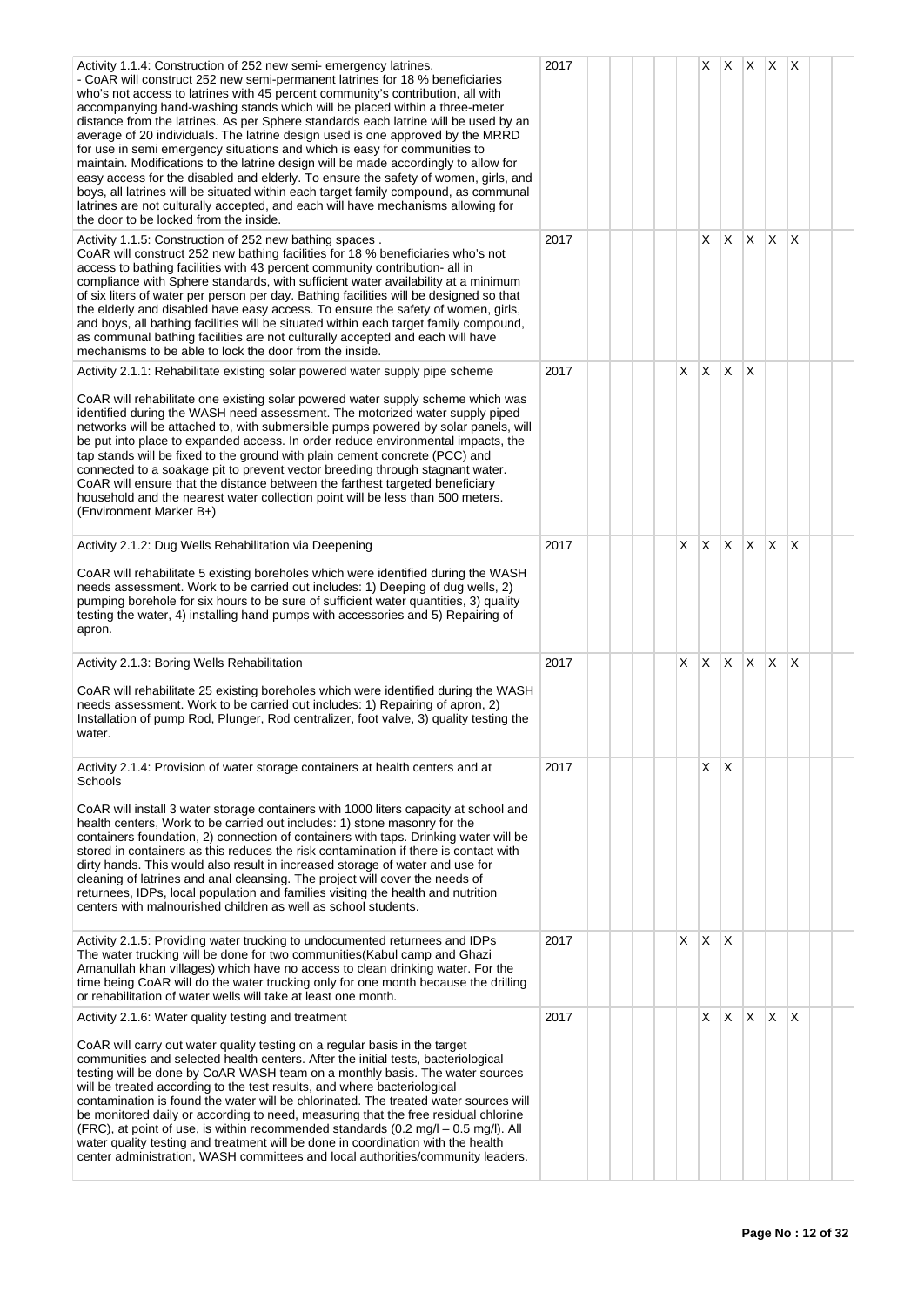| Activity | Year | 1 | 2 | 3 | 4 | 5 | 6 | 7 | 8 | 9 | 10 | 11 | 12 |
|---|---|---|---|---|---|---|---|---|---|---|---|---|---|
| Activity 1.1.4: Construction of 252 new semi- emergency latrines.<br>- CoAR will construct 252 new semi-permanent latrines for 18 % beneficiaries who's not access to latrines with 45 percent community's contribution, all with accompanying hand-washing stands which will be placed within a three-meter distance from the latrines. As per Sphere standards each latrine will be used by an average of 20 individuals. The latrine design used is one approved by the MRRD for use in semi emergency situations and which is easy for communities to maintain. Modifications to the latrine design will be made accordingly to allow for easy access for the disabled and elderly. To ensure the safety of women, girls, and boys, all latrines will be situated within each target family compound, as communal latrines are not culturally accepted, and each will have mechanisms allowing for the door to be locked from the inside. | 2017 | | | | | | X | X | X | X | X | | |
| Activity 1.1.5: Construction of 252 new bathing spaces .<br>CoAR will construct 252 new bathing facilities for 18 % beneficiaries who's not access to bathing facilities with 43 percent community contribution- all in compliance with Sphere standards, with sufficient water availability at a minimum of six liters of water per person per day. Bathing facilities will be designed so that the elderly and disabled have easy access. To ensure the safety of women, girls, and boys, all bathing facilities will be situated within each target family compound, as communal bathing facilities are not culturally accepted and each will have mechanisms to be able to lock the door from the inside. | 2017 | | | | | | X | X | X | X | X | | |
| Activity 2.1.1: Rehabilitate existing solar powered water supply pipe scheme<br><br>CoAR will rehabilitate one existing solar powered water supply scheme which was identified during the WASH need assessment. The motorized water supply piped networks will be attached to, with submersible pumps powered by solar panels, will be put into place to expanded access. In order reduce environmental impacts, the tap stands will be fixed to the ground with plain cement concrete (PCC) and connected to a soakage pit to prevent vector breeding through stagnant water. CoAR will ensure that the distance between the farthest targeted beneficiary household and the nearest water collection point will be less than 500 meters. (Environment Marker B+) | 2017 | | | | | X | X | X | X | | | | |
| Activity 2.1.2: Dug Wells Rehabilitation via Deepening<br><br>CoAR will rehabilitate 5 existing boreholes which were identified during the WASH needs assessment. Work to be carried out includes: 1) Deeping of dug wells, 2) pumping borehole for six hours to be sure of sufficient water quantities, 3) quality testing the water, 4) installing hand pumps with accessories and 5) Repairing of apron. | 2017 | | | | | X | X | X | X | X | X | | |
| Activity 2.1.3: Boring Wells Rehabilitation<br><br>CoAR will rehabilitate 25 existing boreholes which were identified during the WASH needs assessment. Work to be carried out includes: 1) Repairing of apron, 2) Installation of pump Rod, Plunger, Rod centralizer, foot valve, 3) quality testing the water. | 2017 | | | | | X | X | X | X | X | X | | |
| Activity 2.1.4: Provision of water storage containers at health centers and at Schools<br><br>CoAR will install 3 water storage containers with 1000 liters capacity at school and health centers, Work to be carried out includes: 1) stone masonry for the containers foundation, 2) connection of containers with taps. Drinking water will be stored in containers as this reduces the risk contamination if there is contact with dirty hands. This would also result in increased storage of water and use for cleaning of latrines and anal cleansing. The project will cover the needs of returnees, IDPs, local population and families visiting the health and nutrition centers with malnourished children as well as school students. | 2017 | | | | | | X | X | | | | | |
| Activity 2.1.5: Providing water trucking to undocumented returnees and IDPs<br>The water trucking will be done for two communities(Kabul camp and Ghazi Amanullah khan villages) which have no access to clean drinking water. For the time being CoAR will do the water trucking only for one month because the drilling or rehabilitation of water wells will take at least one month. | 2017 | | | | | X | X | X | | | | | |
| Activity 2.1.6: Water quality testing and treatment<br><br>CoAR will carry out water quality testing on a regular basis in the target communities and selected health centers. After the initial tests, bacteriological testing will be done by CoAR WASH team on a monthly basis. The water sources will be treated according to the test results, and where bacteriological contamination is found the water will be chlorinated. The treated water sources will be monitored daily or according to need, measuring that the free residual chlorine (FRC), at point of use, is within recommended standards (0.2 mg/l – 0.5 mg/l). All water quality testing and treatment will be done in coordination with the health center administration, WASH committees and local authorities/community leaders. | 2017 | | | | | | X | X | X | X | X | | |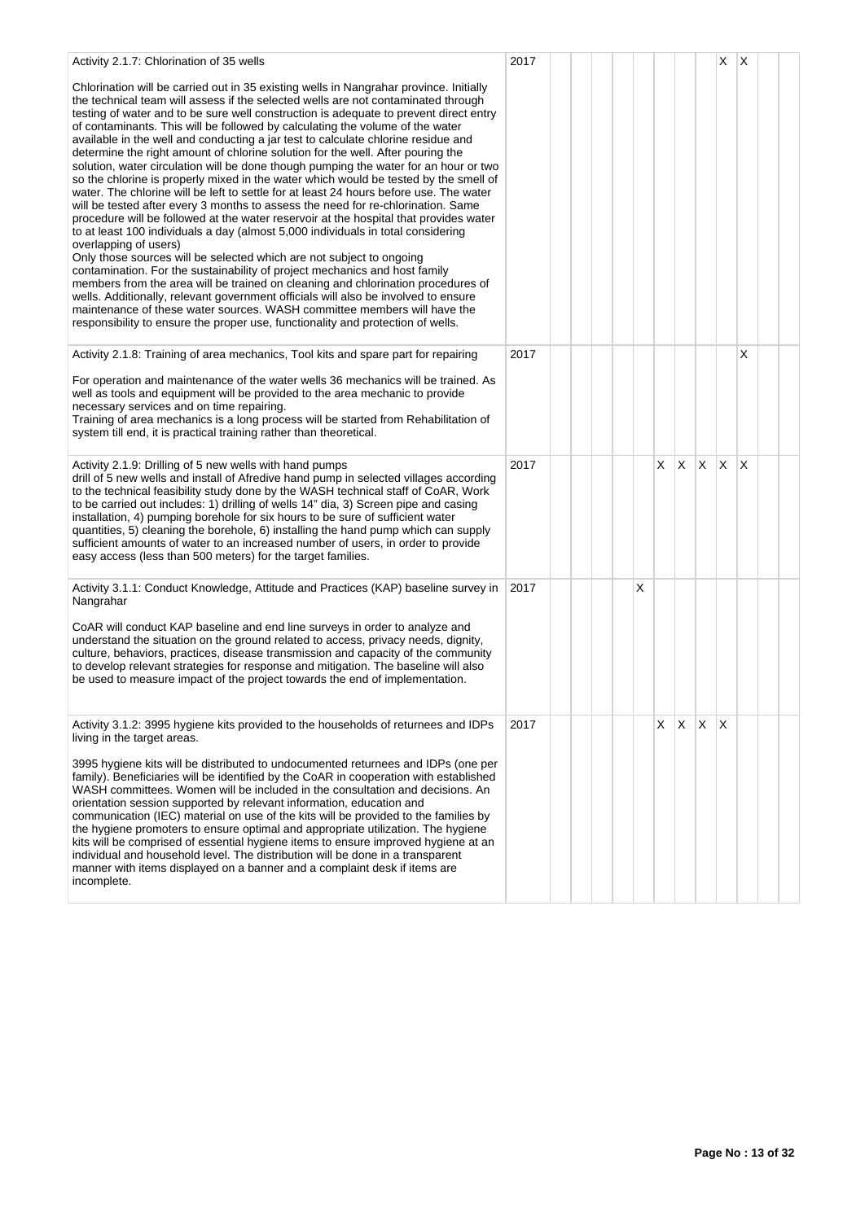| | | | | | | | | | | | | | |
|---|---|---|---|---|---|---|---|---|---|---|---|---|---|
| Activity 2.1.7: Chlorination of 35 wells<br><br>Chlorination will be carried out in 35 existing wells in Nangrahar province. Initially the technical team will assess if the selected wells are not contaminated through testing of water and to be sure well construction is adequate to prevent direct entry of contaminants. This will be followed by calculating the volume of the water available in the well and conducting a jar test to calculate chlorine residue and determine the right amount of chlorine solution for the well. After pouring the solution, water circulation will be done though pumping the water for an hour or two so the chlorine is properly mixed in the water which would be tested by the smell of water. The chlorine will be left to settle for at least 24 hours before use. The water will be tested after every 3 months to assess the need for re-chlorination. Same procedure will be followed at the water reservoir at the hospital that provides water to at least 100 individuals a day (almost 5,000 individuals in total considering overlapping of users)<br>Only those sources will be selected which are not subject to ongoing contamination. For the sustainability of project mechanics and host family members from the area will be trained on cleaning and chlorination procedures of wells. Additionally, relevant government officials will also be involved to ensure maintenance of these water sources. WASH committee members will have the responsibility to ensure the proper use, functionality and protection of wells. | 2017 | | | | | | | | | X | X | | |
| Activity 2.1.8: Training of area mechanics, Tool kits and spare part for repairing<br><br>For operation and maintenance of the water wells 36 mechanics will be trained. As well as tools and equipment will be provided to the area mechanic to provide necessary services and on time repairing.<br>Training of area mechanics is a long process will be started from Rehabilitation of system till end, it is practical training rather than theoretical. | 2017 | | | | | | | | | | X | | |
| Activity 2.1.9: Drilling of 5 new wells with hand pumps<br>drill of 5 new wells and install of Afredive hand pump in selected villages according to the technical feasibility study done by the WASH technical staff of CoAR, Work to be carried out includes: 1) drilling of wells 14" dia, 3) Screen pipe and casing installation, 4) pumping borehole for six hours to be sure of sufficient water quantities, 5) cleaning the borehole, 6) installing the hand pump which can supply sufficient amounts of water to an increased number of users, in order to provide easy access (less than 500 meters) for the target families. | 2017 | | | | | | X | X | X | X | X | | |
| Activity 3.1.1: Conduct Knowledge, Attitude and Practices (KAP) baseline survey in Nangrahar<br><br>CoAR will conduct KAP baseline and end line surveys in order to analyze and understand the situation on the ground related to access, privacy needs, dignity, culture, behaviors, practices, disease transmission and capacity of the community to develop relevant strategies for response and mitigation. The baseline will also be used to measure impact of the project towards the end of implementation. | 2017 | | | | | X | | | | | | | |
| Activity 3.1.2: 3995 hygiene kits provided to the households of returnees and IDPs living in the target areas.<br><br>3995 hygiene kits will be distributed to undocumented returnees and IDPs (one per family). Beneficiaries will be identified by the CoAR in cooperation with established WASH committees. Women will be included in the consultation and decisions. An orientation session supported by relevant information, education and communication (IEC) material on use of the kits will be provided to the families by the hygiene promoters to ensure optimal and appropriate utilization. The hygiene kits will be comprised of essential hygiene items to ensure improved hygiene at an individual and household level. The distribution will be done in a transparent manner with items displayed on a banner and a complaint desk if items are incomplete. | 2017 | | | | | | X | X | X | X | | | |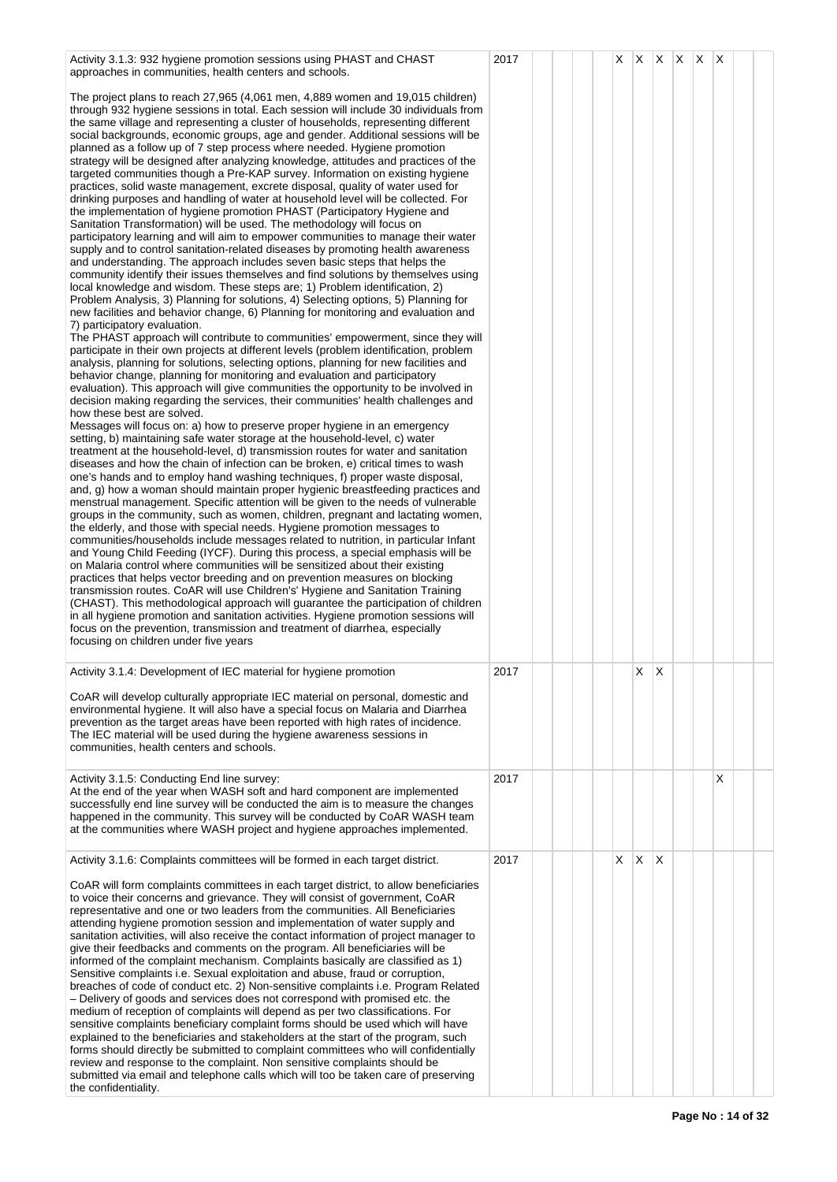| | | | | | | | | | | | | | |
|---|---|---|---|---|---|---|---|---|---|---|---|---|---|
| Activity 3.1.3: 932 hygiene promotion sessions using PHAST and CHAST approaches in communities, health centers and schools.<br><br>The project plans to reach 27,965 (4,061 men, 4,889 women and 19,015 children) through 932 hygiene sessions in total. Each session will include 30 individuals from the same village and representing a cluster of households, representing different social backgrounds, economic groups, age and gender. Additional sessions will be planned as a follow up of 7 step process where needed. Hygiene promotion strategy will be designed after analyzing knowledge, attitudes and practices of the targeted communities though a Pre-KAP survey. Information on existing hygiene practices, solid waste management, excrete disposal, quality of water used for drinking purposes and handling of water at household level will be collected. For the implementation of hygiene promotion PHAST (Participatory Hygiene and Sanitation Transformation) will be used. The methodology will focus on participatory learning and will aim to empower communities to manage their water supply and to control sanitation-related diseases by promoting health awareness and understanding. The approach includes seven basic steps that helps the community identify their issues themselves and find solutions by themselves using local knowledge and wisdom. These steps are; 1) Problem identification, 2) Problem Analysis, 3) Planning for solutions, 4) Selecting options, 5) Planning for new facilities and behavior change, 6) Planning for monitoring and evaluation and 7) participatory evaluation.<br>The PHAST approach will contribute to communities' empowerment, since they will participate in their own projects at different levels (problem identification, problem analysis, planning for solutions, selecting options, planning for new facilities and behavior change, planning for monitoring and evaluation and participatory evaluation). This approach will give communities the opportunity to be involved in decision making regarding the services, their communities' health challenges and how these best are solved.<br>Messages will focus on: a) how to preserve proper hygiene in an emergency setting, b) maintaining safe water storage at the household-level, c) water treatment at the household-level, d) transmission routes for water and sanitation diseases and how the chain of infection can be broken, e) critical times to wash one's hands and to employ hand washing techniques, f) proper waste disposal, and, g) how a woman should maintain proper hygienic breastfeeding practices and menstrual management. Specific attention will be given to the needs of vulnerable groups in the community, such as women, children, pregnant and lactating women, the elderly, and those with special needs. Hygiene promotion messages to communities/households include messages related to nutrition, in particular Infant and Young Child Feeding (IYCF). During this process, a special emphasis will be on Malaria control where communities will be sensitized about their existing practices that helps vector breeding and on prevention measures on blocking transmission routes. CoAR will use Children's' Hygiene and Sanitation Training (CHAST). This methodological approach will guarantee the participation of children in all hygiene promotion and sanitation activities. Hygiene promotion sessions will focus on the prevention, transmission and treatment of diarrhea, especially focusing on children under five years | 2017 | | | | | X | X | X | X | X | X | | |
| Activity 3.1.4: Development of IEC material for hygiene promotion<br><br>CoAR will develop culturally appropriate IEC material on personal, domestic and environmental hygiene. It will also have a special focus on Malaria and Diarrhea prevention as the target areas have been reported with high rates of incidence. The IEC material will be used during the hygiene awareness sessions in communities, health centers and schools. | 2017 | | | | | | X | X | | | | | |
| Activity 3.1.5: Conducting End line survey:<br>At the end of the year when WASH soft and hard component are implemented successfully end line survey will be conducted the aim is to measure the changes happened in the community. This survey will be conducted by CoAR WASH team at the communities where WASH project and hygiene approaches implemented. | 2017 | | | | | | | | | | X | | |
| Activity 3.1.6: Complaints committees will be formed in each target district.<br><br>CoAR will form complaints committees in each target district, to allow beneficiaries to voice their concerns and grievance. They will consist of government, CoAR representative and one or two leaders from the communities. All Beneficiaries attending hygiene promotion session and implementation of water supply and sanitation activities, will also receive the contact information of project manager to give their feedbacks and comments on the program. All beneficiaries will be informed of the complaint mechanism. Complaints basically are classified as 1) Sensitive complaints i.e. Sexual exploitation and abuse, fraud or corruption, breaches of code of conduct etc. 2) Non-sensitive complaints i.e. Program Related – Delivery of goods and services does not correspond with promised etc. the medium of reception of complaints will depend as per two classifications. For sensitive complaints beneficiary complaint forms should be used which will have explained to the beneficiaries and stakeholders at the start of the program, such forms should directly be submitted to complaint committees who will confidentially review and response to the complaint. Non sensitive complaints should be submitted via email and telephone calls which will too be taken care of preserving the confidentiality. | 2017 | | | | | X | X | X | | | | | |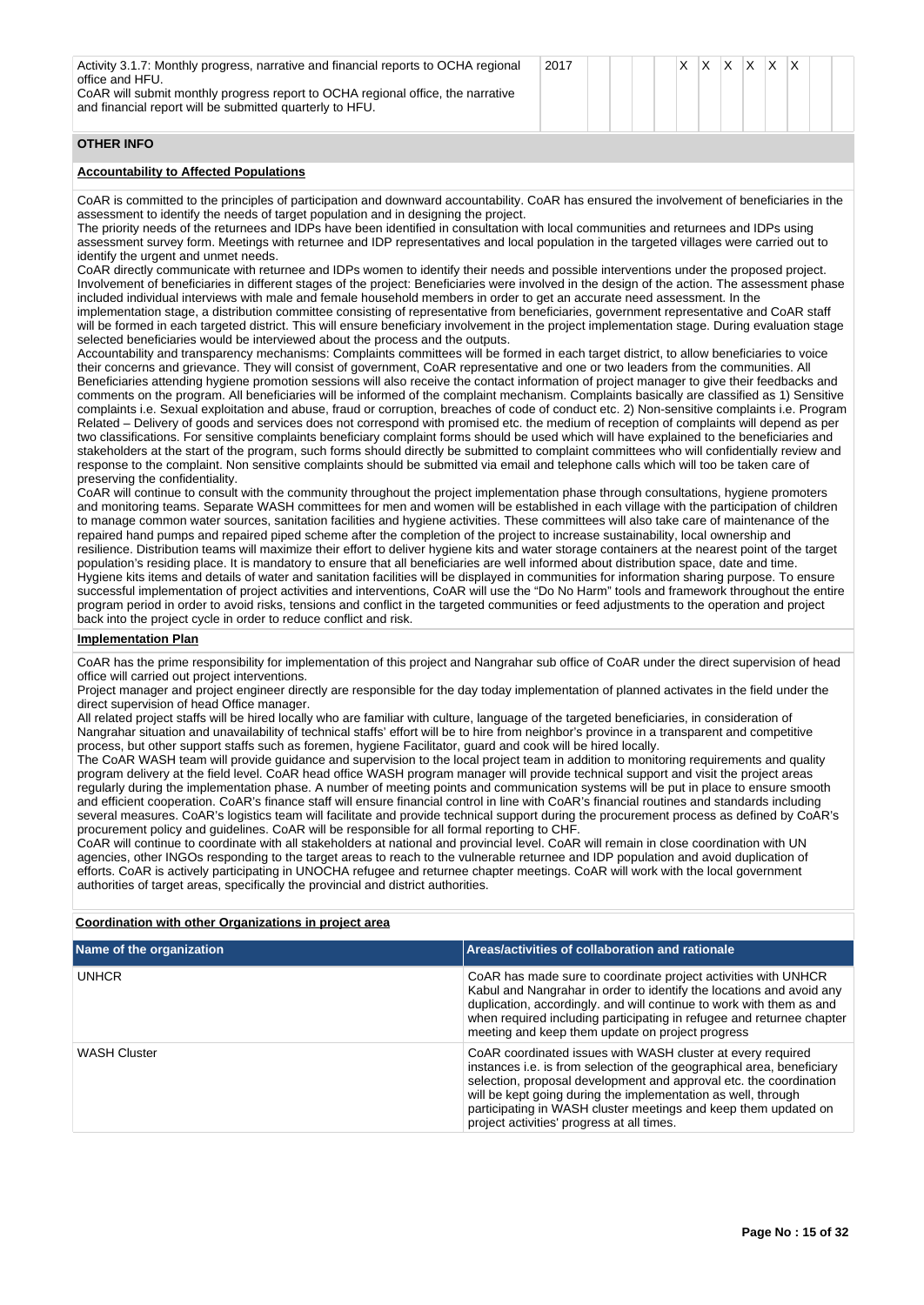| Activity | Year | | | | | | | | | | | | |
|---|---|---|---|---|---|---|---|---|---|---|---|---|---|
| Activity 3.1.7: Monthly progress, narrative and financial reports to OCHA regional office and HFU.<br>CoAR will submit monthly progress report to OCHA regional office, the narrative and financial report will be submitted quarterly to HFU. | 2017 | | | | | X | X | X | X | X | X | | |

## OTHER INFO

### Accountability to Affected Populations

CoAR is committed to the principles of participation and downward accountability. CoAR has ensured the involvement of beneficiaries in the assessment to identify the needs of target population and in designing the project.
The priority needs of the returnees and IDPs have been identified in consultation with local communities and returnees and IDPs using assessment survey form. Meetings with returnee and IDP representatives and local population in the targeted villages were carried out to identify the urgent and unmet needs.
CoAR directly communicate with returnee and IDPs women to identify their needs and possible interventions under the proposed project.
Involvement of beneficiaries in different stages of the project: Beneficiaries were involved in the design of the action. The assessment phase included individual interviews with male and female household members in order to get an accurate need assessment. In the implementation stage, a distribution committee consisting of representative from beneficiaries, government representative and CoAR staff will be formed in each targeted district. This will ensure beneficiary involvement in the project implementation stage. During evaluation stage selected beneficiaries would be interviewed about the process and the outputs.
Accountability and transparency mechanisms: Complaints committees will be formed in each target district, to allow beneficiaries to voice their concerns and grievance. They will consist of government, CoAR representative and one or two leaders from the communities. All Beneficiaries attending hygiene promotion sessions will also receive the contact information of project manager to give their feedbacks and comments on the program. All beneficiaries will be informed of the complaint mechanism. Complaints basically are classified as 1) Sensitive complaints i.e. Sexual exploitation and abuse, fraud or corruption, breaches of code of conduct etc. 2) Non-sensitive complaints i.e. Program Related – Delivery of goods and services does not correspond with promised etc. the medium of reception of complaints will depend as per two classifications. For sensitive complaints beneficiary complaint forms should be used which will have explained to the beneficiaries and stakeholders at the start of the program, such forms should directly be submitted to complaint committees who will confidentially review and response to the complaint. Non sensitive complaints should be submitted via email and telephone calls which will too be taken care of preserving the confidentiality.
CoAR will continue to consult with the community throughout the project implementation phase through consultations, hygiene promoters and monitoring teams. Separate WASH committees for men and women will be established in each village with the participation of children to manage common water sources, sanitation facilities and hygiene activities. These committees will also take care of maintenance of the repaired hand pumps and repaired piped scheme after the completion of the project to increase sustainability, local ownership and resilience. Distribution teams will maximize their effort to deliver hygiene kits and water storage containers at the nearest point of the target population's residing place. It is mandatory to ensure that all beneficiaries are well informed about distribution space, date and time. Hygiene kits items and details of water and sanitation facilities will be displayed in communities for information sharing purpose. To ensure successful implementation of project activities and interventions, CoAR will use the "Do No Harm" tools and framework throughout the entire program period in order to avoid risks, tensions and conflict in the targeted communities or feed adjustments to the operation and project back into the project cycle in order to reduce conflict and risk.

### Implementation Plan

CoAR has the prime responsibility for implementation of this project and Nangrahar sub office of CoAR under the direct supervision of head office will carried out project interventions.
Project manager and project engineer directly are responsible for the day today implementation of planned activates in the field under the direct supervision of head Office manager.
All related project staffs will be hired locally who are familiar with culture, language of the targeted beneficiaries, in consideration of Nangrahar situation and unavailability of technical staffs' effort will be to hire from neighbor's province in a transparent and competitive process, but other support staffs such as foremen, hygiene Facilitator, guard and cook will be hired locally.
The CoAR WASH team will provide guidance and supervision to the local project team in addition to monitoring requirements and quality program delivery at the field level. CoAR head office WASH program manager will provide technical support and visit the project areas regularly during the implementation phase. A number of meeting points and communication systems will be put in place to ensure smooth and efficient cooperation. CoAR's finance staff will ensure financial control in line with CoAR's financial routines and standards including several measures. CoAR's logistics team will facilitate and provide technical support during the procurement process as defined by CoAR's procurement policy and guidelines. CoAR will be responsible for all formal reporting to CHF.
CoAR will continue to coordinate with all stakeholders at national and provincial level. CoAR will remain in close coordination with UN agencies, other INGOs responding to the target areas to reach to the vulnerable returnee and IDP population and avoid duplication of efforts. CoAR is actively participating in UNOCHA refugee and returnee chapter meetings. CoAR will work with the local government authorities of target areas, specifically the provincial and district authorities.

### Coordination with other Organizations in project area

| Name of the organization | Areas/activities of collaboration and rationale |
|---|---|
| UNHCR | CoAR has made sure to coordinate project activities with UNHCR Kabul and Nangrahar in order to identify the locations and avoid any duplication, accordingly. and will continue to work with them as and when required including participating in refugee and returnee chapter meeting and keep them update on project progress |
| WASH Cluster | CoAR coordinated issues with WASH cluster at every required instances i.e. is from selection of the geographical area, beneficiary selection, proposal development and approval etc. the coordination will be kept going during the implementation as well, through participating in WASH cluster meetings and keep them updated on project activities' progress at all times. |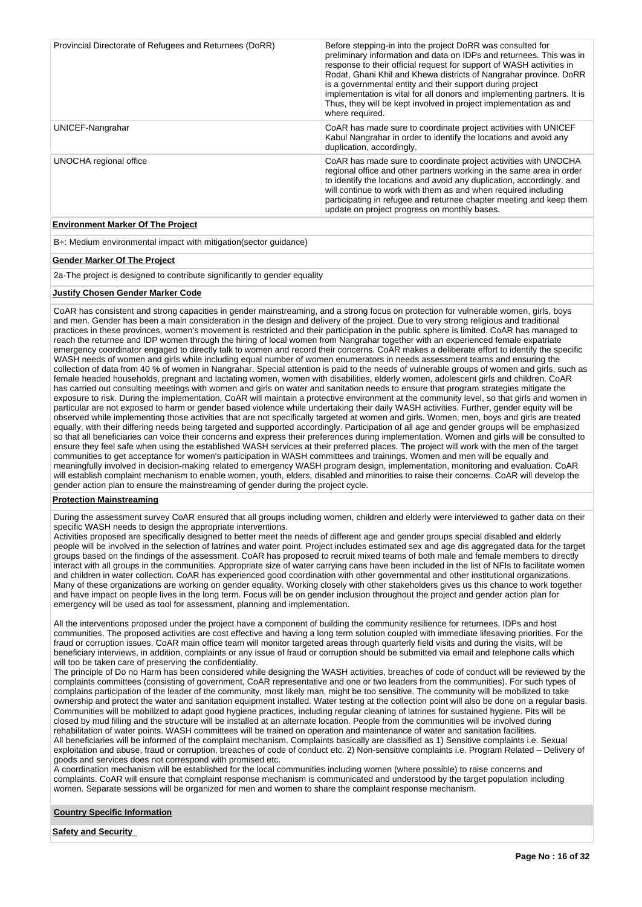| | |
|---|---|
| Provincial Directorate of Refugees and Returnees (DoRR) | Before stepping-in into the project DoRR was consulted for preliminary information and data on IDPs and returnees. This was in response to their official request for support of WASH activities in Rodat, Ghani Khil and Khewa districts of Nangrahar province. DoRR is a governmental entity and their support during project implementation is vital for all donors and implementing partners. It is Thus, they will be kept involved in project implementation as and where required. |
| UNICEF-Nangrahar | CoAR has made sure to coordinate project activities with UNICEF Kabul Nangrahar in order to identify the locations and avoid any duplication, accordingly. |
| UNOCHA regional office | CoAR has made sure to coordinate project activities with UNOCHA regional office and other partners working in the same area in order to identify the locations and avoid any duplication, accordingly. and will continue to work with them as and when required including participating in refugee and returnee chapter meeting and keep them update on project progress on monthly bases. |

**Environment Marker Of The Project**

B+: Medium environmental impact with mitigation(sector guidance)

**Gender Marker Of The Project**

2a-The project is designed to contribute significantly to gender equality

**Justify Chosen Gender Marker Code**

CoAR has consistent and strong capacities in gender mainstreaming, and a strong focus on protection for vulnerable women, girls, boys and men. Gender has been a main consideration in the design and delivery of the project. Due to very strong religious and traditional practices in these provinces, women's movement is restricted and their participation in the public sphere is limited. CoAR has managed to reach the returnee and IDP women through the hiring of local women from Nangrahar together with an experienced female expatriate emergency coordinator engaged to directly talk to women and record their concerns. CoAR makes a deliberate effort to identify the specific WASH needs of women and girls while including equal number of women enumerators in needs assessment teams and ensuring the collection of data from 40 % of women in Nangrahar. Special attention is paid to the needs of vulnerable groups of women and girls, such as female headed households, pregnant and lactating women, women with disabilities, elderly women, adolescent girls and children. CoAR has carried out consulting meetings with women and girls on water and sanitation needs to ensure that program strategies mitigate the exposure to risk. During the implementation, CoAR will maintain a protective environment at the community level, so that girls and women in particular are not exposed to harm or gender based violence while undertaking their daily WASH activities. Further, gender equity will be observed while implementing those activities that are not specifically targeted at women and girls. Women, men, boys and girls are treated equally, with their differing needs being targeted and supported accordingly. Participation of all age and gender groups will be emphasized so that all beneficiaries can voice their concerns and express their preferences during implementation. Women and girls will be consulted to ensure they feel safe when using the established WASH services at their preferred places. The project will work with the men of the target communities to get acceptance for women's participation in WASH committees and trainings. Women and men will be equally and meaningfully involved in decision-making related to emergency WASH program design, implementation, monitoring and evaluation. CoAR will establish complaint mechanism to enable women, youth, elders, disabled and minorities to raise their concerns. CoAR will develop the gender action plan to ensure the mainstreaming of gender during the project cycle.

**Protection Mainstreaming**

During the assessment survey CoAR ensured that all groups including women, children and elderly were interviewed to gather data on their specific WASH needs to design the appropriate interventions.
Activities proposed are specifically designed to better meet the needs of different age and gender groups special disabled and elderly people will be involved in the selection of latrines and water point. Project includes estimated sex and age dis aggregated data for the target groups based on the findings of the assessment. CoAR has proposed to recruit mixed teams of both male and female members to directly interact with all groups in the communities. Appropriate size of water carrying cans have been included in the list of NFIs to facilitate women and children in water collection. CoAR has experienced good coordination with other governmental and other institutional organizations. Many of these organizations are working on gender equality. Working closely with other stakeholders gives us this chance to work together and have impact on people lives in the long term. Focus will be on gender inclusion throughout the project and gender action plan for emergency will be used as tool for assessment, planning and implementation.

All the interventions proposed under the project have a component of building the community resilience for returnees, IDPs and host communities. The proposed activities are cost effective and having a long term solution coupled with immediate lifesaving priorities. For the fraud or corruption issues, CoAR main office team will monitor targeted areas through quarterly field visits and during the visits, will be beneficiary interviews, in addition, complaints or any issue of fraud or corruption should be submitted via email and telephone calls which will too be taken care of preserving the confidentiality.
The principle of Do no Harm has been considered while designing the WASH activities, breaches of code of conduct will be reviewed by the complaints committees (consisting of government, CoAR representative and one or two leaders from the communities). For such types of complains participation of the leader of the community, most likely man, might be too sensitive. The community will be mobilized to take ownership and protect the water and sanitation equipment installed. Water testing at the collection point will also be done on a regular basis. Communities will be mobilized to adapt good hygiene practices, including regular cleaning of latrines for sustained hygiene. Pits will be closed by mud filling and the structure will be installed at an alternate location. People from the communities will be involved during rehabilitation of water points. WASH committees will be trained on operation and maintenance of water and sanitation facilities.
All beneficiaries will be informed of the complaint mechanism. Complaints basically are classified as 1) Sensitive complaints i.e. Sexual exploitation and abuse, fraud or corruption, breaches of code of conduct etc. 2) Non-sensitive complaints i.e. Program Related – Delivery of goods and services does not correspond with promised etc.
A coordination mechanism will be established for the local communities including women (where possible) to raise concerns and complaints. CoAR will ensure that complaint response mechanism is communicated and understood by the target population including women. Separate sessions will be organized for men and women to share the complaint response mechanism.

**Country Specific Information**

**Safety and Security**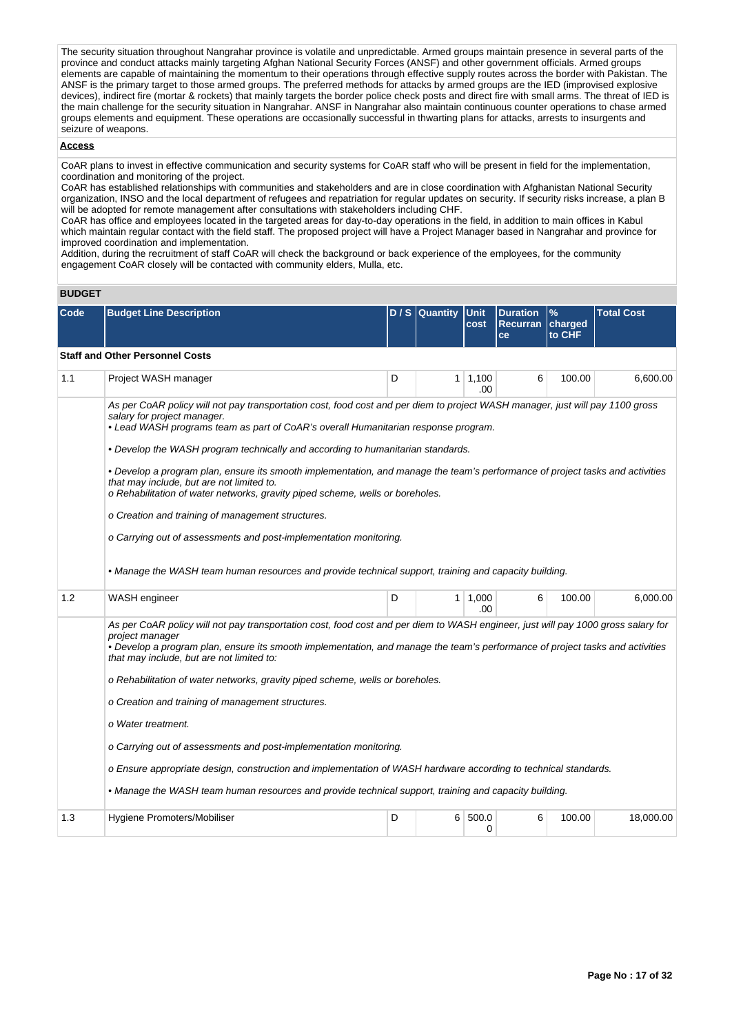The security situation throughout Nangrahar province is volatile and unpredictable. Armed groups maintain presence in several parts of the province and conduct attacks mainly targeting Afghan National Security Forces (ANSF) and other government officials. Armed groups elements are capable of maintaining the momentum to their operations through effective supply routes across the border with Pakistan. The ANSF is the primary target to those armed groups. The preferred methods for attacks by armed groups are the IED (improvised explosive devices), indirect fire (mortar & rockets) that mainly targets the border police check posts and direct fire with small arms. The threat of IED is the main challenge for the security situation in Nangrahar. ANSF in Nangrahar also maintain continuous counter operations to chase armed groups elements and equipment. These operations are occasionally successful in thwarting plans for attacks, arrests to insurgents and seizure of weapons.

**Access**

CoAR plans to invest in effective communication and security systems for CoAR staff who will be present in field for the implementation, coordination and monitoring of the project.
CoAR has established relationships with communities and stakeholders and are in close coordination with Afghanistan National Security organization, INSO and the local department of refugees and repatriation for regular updates on security. If security risks increase, a plan B will be adopted for remote management after consultations with stakeholders including CHF.
CoAR has office and employees located in the targeted areas for day-to-day operations in the field, in addition to main offices in Kabul which maintain regular contact with the field staff. The proposed project will have a Project Manager based in Nangrahar and province for improved coordination and implementation.
Addition, during the recruitment of staff CoAR will check the background or back experience of the employees, for the community engagement CoAR closely will be contacted with community elders, Mulla, etc.

## BUDGET

| Code | Budget Line Description | D / S | Quantity | Unit cost | Duration Recurrance | % charged to CHF | Total Cost |
|---|---|---|---|---|---|---|---|
| **Staff and Other Personnel Costs** | | | | | | | |
| 1.1 | Project WASH manager | D | 1 | 1,100.00 | 6 | 100.00 | 6,600.00 |
| | *As per CoAR policy will not pay transportation cost, food cost and per diem to project WASH manager, just will pay 1100 gross salary for project manager.* <br> *• Lead WASH programs team as part of CoAR's overall Humanitarian response program.* <br> *• Develop the WASH program technically and according to humanitarian standards.* <br> *• Develop a program plan, ensure its smooth implementation, and manage the team's performance of project tasks and activities that may include, but are not limited to.* <br> *o Rehabilitation of water networks, gravity piped scheme, wells or boreholes.* <br> *o Creation and training of management structures.* <br> *o Carrying out of assessments and post-implementation monitoring.* <br> *• Manage the WASH team human resources and provide technical support, training and capacity building.* | | | | | | |
| 1.2 | WASH engineer | D | 1 | 1,000.00 | 6 | 100.00 | 6,000.00 |
| | *As per CoAR policy will not pay transportation cost, food cost and per diem to WASH engineer, just will pay 1000 gross salary for project manager* <br> *• Develop a program plan, ensure its smooth implementation, and manage the team's performance of project tasks and activities that may include, but are not limited to:* <br> *o Rehabilitation of water networks, gravity piped scheme, wells or boreholes.* <br> *o Creation and training of management structures.* <br> *o Water treatment.* <br> *o Carrying out of assessments and post-implementation monitoring.* <br> *o Ensure appropriate design, construction and implementation of WASH hardware according to technical standards.* <br> *• Manage the WASH team human resources and provide technical support, training and capacity building.* | | | | | | |
| 1.3 | Hygiene Promoters/Mobiliser | D | 6 | 500.00 | 6 | 100.00 | 18,000.00 |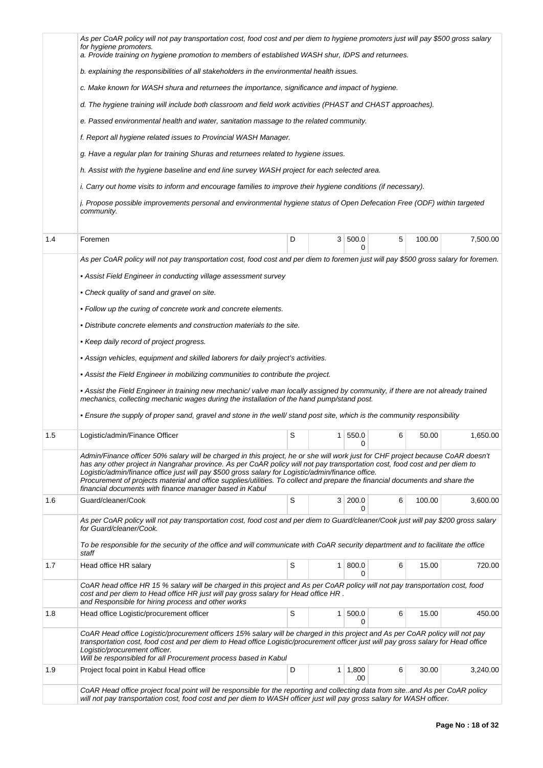| | | | | | | | |
|---|---|---|---|---|---|---|---|
| | *As per CoAR policy will not pay transportation cost, food cost and per diem to hygiene promoters just will pay $500 gross salary for hygiene promoters.*<br>*a. Provide training on hygiene promotion to members of established WASH shur, IDPS and returnees.*<br>*b. explaining the responsibilities of all stakeholders in the environmental health issues.*<br>*c. Make known for WASH shura and returnees the importance, significance and impact of hygiene.*<br>*d. The hygiene training will include both classroom and field work activities (PHAST and CHAST approaches).*<br>*e. Passed environmental health and water, sanitation massage to the related community.*<br>*f. Report all hygiene related issues to Provincial WASH Manager.*<br>*g. Have a regular plan for training Shuras and returnees related to hygiene issues.*<br>*h. Assist with the hygiene baseline and end line survey WASH project for each selected area.*<br>*i. Carry out home visits to inform and encourage families to improve their hygiene conditions (if necessary).*<br>*j. Propose possible improvements personal and environmental hygiene status of Open Defecation Free (ODF) within targeted community.* | | | | | | |
| 1.4 | Foremen | D | 3 | 500.00 | 5 | 100.00 | 7,500.00 |
| | *As per CoAR policy will not pay transportation cost, food cost and per diem to foremen just will pay $500 gross salary for foremen.*<br>*• Assist Field Engineer in conducting village assessment survey*<br>*• Check quality of sand and gravel on site.*<br>*• Follow up the curing of concrete work and concrete elements.*<br>*• Distribute concrete elements and construction materials to the site.*<br>*• Keep daily record of project progress.*<br>*• Assign vehicles, equipment and skilled laborers for daily project's activities.*<br>*• Assist the Field Engineer in mobilizing communities to contribute the project.*<br>*• Assist the Field Engineer in training new mechanic/ valve man locally assigned by community, if there are not already trained mechanics, collecting mechanic wages during the installation of the hand pump/stand post.*<br>*• Ensure the supply of proper sand, gravel and stone in the well/ stand post site, which is the community responsibility* | | | | | | |
| 1.5 | Logistic/admin/Finance Officer | S | 1 | 550.00 | 6 | 50.00 | 1,650.00 |
| | *Admin/Finance officer 50% salary will be charged in this project, he or she will work just for CHF project because CoAR doesn't has any other project in Nangrahar province. As per CoAR policy will not pay transportation cost, food cost and per diem to Logistic/admin/finance office just will pay $500 gross salary for Logistic/admin/finance office.*<br>*Procurement of projects material and office supplies/utilities. To collect and prepare the financial documents and share the financial documents with finance manager based in Kabul* | | | | | | |
| 1.6 | Guard/cleaner/Cook | S | 3 | 200.00 | 6 | 100.00 | 3,600.00 |
| | *As per CoAR policy will not pay transportation cost, food cost and per diem to Guard/cleaner/Cook just will pay $200 gross salary for Guard/cleaner/Cook.*<br>*To be responsible for the security of the office and will communicate with CoAR security department and to facilitate the office staff* | | | | | | |
| 1.7 | Head office HR salary | S | 1 | 800.00 | 6 | 15.00 | 720.00 |
| | *CoAR head office HR 15 % salary will be charged in this project and As per CoAR policy will not pay transportation cost, food cost and per diem to Head office HR just will pay gross salary for Head office HR .*<br>*and Responsible for hiring process and other works* | | | | | | |
| 1.8 | Head office Logistic/procurement officer | S | 1 | 500.00 | 6 | 15.00 | 450.00 |
| | *CoAR Head office Logistic/procurement officers 15% salary will be charged in this project and As per CoAR policy will not pay transportation cost, food cost and per diem to Head office Logistic/procurement officer just will pay gross salary for Head office Logistic/procurement officer.*<br>*Will be responsibled for all Procurement process based in Kabul* | | | | | | |
| 1.9 | Project focal point in Kabul Head office | D | 1 | 1,800.00 | 6 | 30.00 | 3,240.00 |
| | *CoAR Head office project focal point will be responsible for the reporting and collecting data from site..and As per CoAR policy will not pay transportation cost, food cost and per diem to WASH officer just will pay gross salary for WASH officer.* | | | | | | |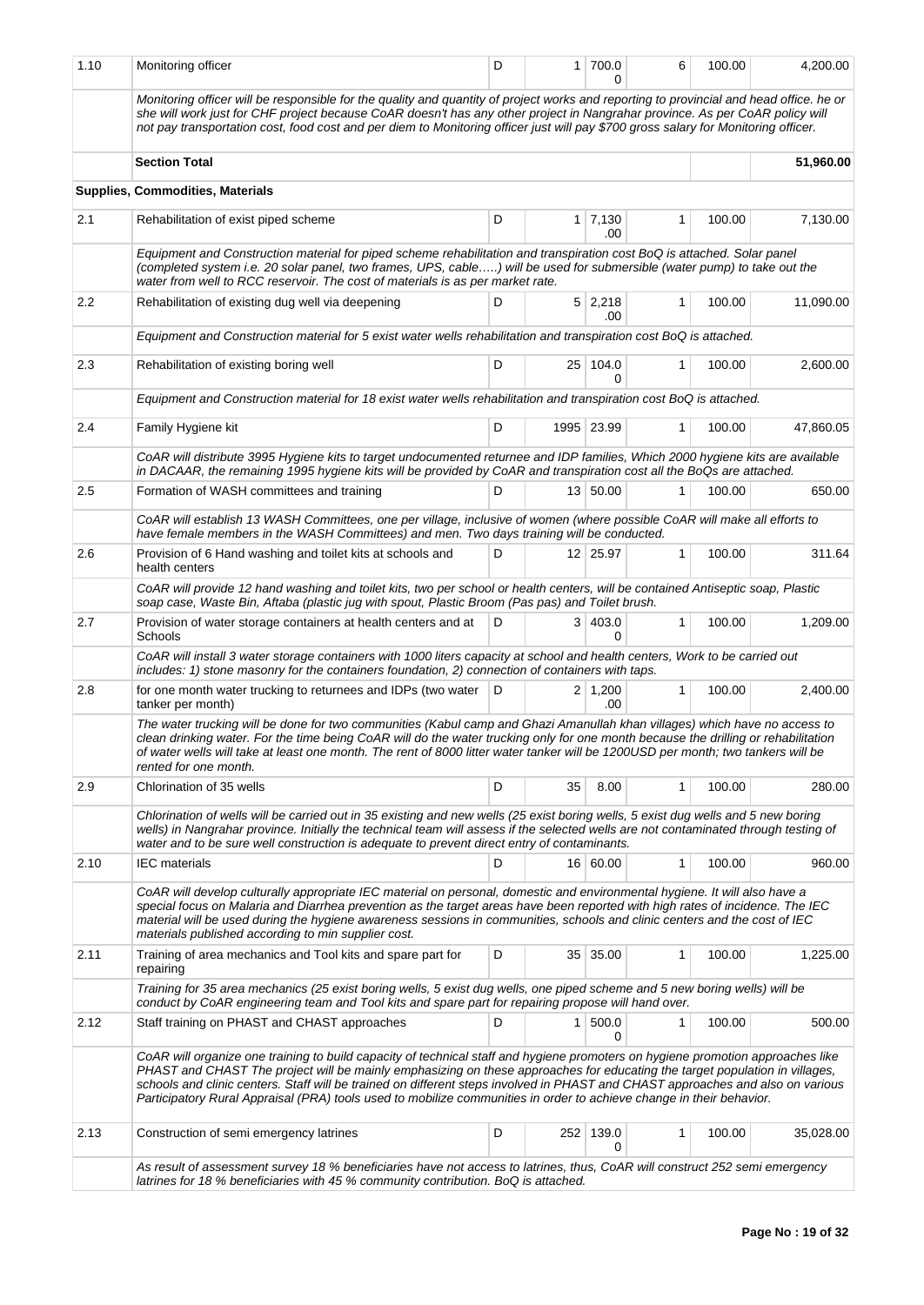| | | | | | | | |
|---|---|---|---|---|---|---|---|
| 1.10 | Monitoring officer | D | 1 | 700.00 | 6 | 100.00 | 4,200.00 |
| | *Monitoring officer will be responsible for the quality and quantity of project works and reporting to provincial and head office. he or she will work just for CHF project because CoAR doesn't has any other project in Nangrahar province. As per CoAR policy will not pay transportation cost, food cost and per diem to Monitoring officer just will pay $700 gross salary for Monitoring officer.* | | | | | | |
| | **Section Total** | | | | | | **51,960.00** |
| | **Supplies, Commodities, Materials** | | | | | | |
| 2.1 | Rehabilitation of exist piped scheme | D | 1 | 7,130.00 | 1 | 100.00 | 7,130.00 |
| | *Equipment and Construction material for piped scheme rehabilitation and transpiration cost BoQ is attached. Solar panel (completed system i.e. 20 solar panel, two frames, UPS, cable.....) will be used for submersible (water pump) to take out the water from well to RCC reservoir. The cost of materials is as per market rate.* | | | | | | |
| 2.2 | Rehabilitation of existing dug well via deepening | D | 5 | 2,218.00 | 1 | 100.00 | 11,090.00 |
| | *Equipment and Construction material for 5 exist water wells rehabilitation and transpiration cost BoQ is attached.* | | | | | | |
| 2.3 | Rehabilitation of existing boring well | D | 25 | 104.00 | 1 | 100.00 | 2,600.00 |
| | *Equipment and Construction material for 18 exist water wells rehabilitation and transpiration cost BoQ is attached.* | | | | | | |
| 2.4 | Family Hygiene kit | D | 1995 | 23.99 | 1 | 100.00 | 47,860.05 |
| | *CoAR will distribute 3995 Hygiene kits to target undocumented returnee and IDP families, Which 2000 hygiene kits are available in DACAAR, the remaining 1995 hygiene kits will be provided by CoAR and transpiration cost all the BoQs are attached.* | | | | | | |
| 2.5 | Formation of WASH committees and training | D | 13 | 50.00 | 1 | 100.00 | 650.00 |
| | *CoAR will establish 13 WASH Committees, one per village, inclusive of women (where possible CoAR will make all efforts to have female members in the WASH Committees) and men. Two days training will be conducted.* | | | | | | |
| 2.6 | Provision of 6 Hand washing and toilet kits at schools and health centers | D | 12 | 25.97 | 1 | 100.00 | 311.64 |
| | *CoAR will provide 12 hand washing and toilet kits, two per school or health centers, will be contained Antiseptic soap, Plastic soap case, Waste Bin, Aftaba (plastic jug with spout, Plastic Broom (Pas pas) and Toilet brush.* | | | | | | |
| 2.7 | Provision of water storage containers at health centers and at Schools | D | 3 | 403.00 | 1 | 100.00 | 1,209.00 |
| | *CoAR will install 3 water storage containers with 1000 liters capacity at school and health centers, Work to be carried out includes: 1) stone masonry for the containers foundation, 2) connection of containers with taps.* | | | | | | |
| 2.8 | for one month water trucking to returnees and IDPs (two water tanker per month) | D | 2 | 1,200.00 | 1 | 100.00 | 2,400.00 |
| | *The water trucking will be done for two communities (Kabul camp and Ghazi Amanullah khan villages) which have no access to clean drinking water. For the time being CoAR will do the water trucking only for one month because the drilling or rehabilitation of water wells will take at least one month. The rent of 8000 litter water tanker will be 1200USD per month; two tankers will be rented for one month.* | | | | | | |
| 2.9 | Chlorination of 35 wells | D | 35 | 8.00 | 1 | 100.00 | 280.00 |
| | *Chlorination of wells will be carried out in 35 existing and new wells (25 exist boring wells, 5 exist dug wells and 5 new boring wells) in Nangrahar province. Initially the technical team will assess if the selected wells are not contaminated through testing of water and to be sure well construction is adequate to prevent direct entry of contaminants.* | | | | | | |
| 2.10 | IEC materials | D | 16 | 60.00 | 1 | 100.00 | 960.00 |
| | *CoAR will develop culturally appropriate IEC material on personal, domestic and environmental hygiene. It will also have a special focus on Malaria and Diarrhea prevention as the target areas have been reported with high rates of incidence. The IEC material will be used during the hygiene awareness sessions in communities, schools and clinic centers and the cost of IEC materials published according to min supplier cost.* | | | | | | |
| 2.11 | Training of area mechanics and Tool kits and spare part for repairing | D | 35 | 35.00 | 1 | 100.00 | 1,225.00 |
| | *Training for 35 area mechanics (25 exist boring wells, 5 exist dug wells, one piped scheme and 5 new boring wells) will be conduct by CoAR engineering team and Tool kits and spare part for repairing propose will hand over.* | | | | | | |
| 2.12 | Staff training on PHAST and CHAST approaches | D | 1 | 500.00 | 1 | 100.00 | 500.00 |
| | *CoAR will organize one training to build capacity of technical staff and hygiene promoters on hygiene promotion approaches like PHAST and CHAST The project will be mainly emphasizing on these approaches for educating the target population in villages, schools and clinic centers. Staff will be trained on different steps involved in PHAST and CHAST approaches and also on various Participatory Rural Appraisal (PRA) tools used to mobilize communities in order to achieve change in their behavior.* | | | | | | |
| 2.13 | Construction of semi emergency latrines | D | 252 | 139.00 | 1 | 100.00 | 35,028.00 |
| | *As result of assessment survey 18 % beneficiaries have not access to latrines, thus, CoAR will construct 252 semi emergency latrines for 18 % beneficiaries with 45 % community contribution. BoQ is attached.* | | | | | | |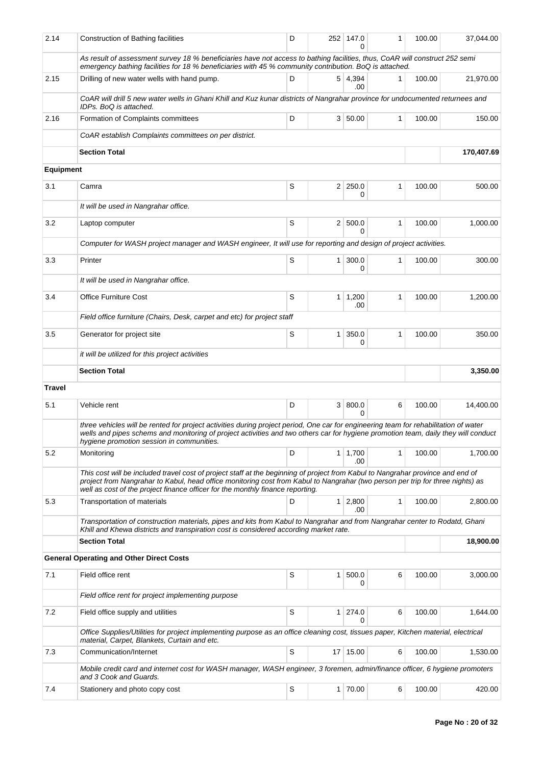| 2.14 | Construction of Bathing facilities | D | 252 | 147.00 | 1 | 100.00 | 37,044.00 |
|---|---|---|---|---|---|---|---|
| | *As result of assessment survey 18 % beneficiaries have not access to bathing facilities, thus, CoAR will construct 252 semi emergency bathing facilities for 18 % beneficiaries with 45 % community contribution. BoQ is attached.* | | | | | | |
| 2.15 | Drilling of new water wells with hand pump. | D | 5 | 4,394.00 | 1 | 100.00 | 21,970.00 |
| | *CoAR will drill 5 new water wells in Ghani Khill and Kuz kunar districts of Nangrahar province for undocumented returnees and IDPs. BoQ is attached.* | | | | | | |
| 2.16 | Formation of Complaints committees | D | 3 | 50.00 | 1 | 100.00 | 150.00 |
| | *CoAR establish Complaints committees on per district.* | | | | | | |
| | **Section Total** | | | | | | **170,407.69** |
| **Equipment** | | | | | | | |
| 3.1 | Camra | S | 2 | 250.00 | 1 | 100.00 | 500.00 |
| | *It will be used in Nangrahar office.* | | | | | | |
| 3.2 | Laptop computer | S | 2 | 500.00 | 1 | 100.00 | 1,000.00 |
| | *Computer for WASH project manager and WASH engineer, It will use for reporting and design of project activities.* | | | | | | |
| 3.3 | Printer | S | 1 | 300.00 | 1 | 100.00 | 300.00 |
| | *It will be used in Nangrahar office.* | | | | | | |
| 3.4 | Office Furniture Cost | S | 1 | 1,200.00 | 1 | 100.00 | 1,200.00 |
| | *Field office furniture (Chairs, Desk, carpet and etc) for project staff* | | | | | | |
| 3.5 | Generator for project site | S | 1 | 350.00 | 1 | 100.00 | 350.00 |
| | *it will be utilized for this project activities* | | | | | | |
| | **Section Total** | | | | | | **3,350.00** |
| **Travel** | | | | | | | |
| 5.1 | Vehicle rent | D | 3 | 800.00 | 6 | 100.00 | 14,400.00 |
| | *three vehicles will be rented for project activities during project period, One car for engineering team for rehabilitation of water wells and pipes schems and monitoring of project activities and two others car for hygiene promotion team, daily they will conduct hygiene promotion session in communities.* | | | | | | |
| 5.2 | Monitoring | D | 1 | 1,700.00 | 1 | 100.00 | 1,700.00 |
| | *This cost will be included travel cost of project staff at the beginning of project from Kabul to Nangrahar province and end of project from Nangrahar to Kabul, head office monitoring cost from Kabul to Nangrahar (two person per trip for three nights) as well as cost of the project finance officer for the monthly finance reporting.* | | | | | | |
| 5.3 | Transportation of materials | D | 1 | 2,800.00 | 1 | 100.00 | 2,800.00 |
| | *Transportation of construction materials, pipes and kits from Kabul to Nangrahar and from Nangrahar center to Rodatd, Ghani Khill and Khewa districts and transpiration cost is considered according market rate.* | | | | | | |
| | **Section Total** | | | | | | **18,900.00** |
| | **General Operating and Other Direct Costs** | | | | | | |
| 7.1 | Field office rent | S | 1 | 500.00 | 6 | 100.00 | 3,000.00 |
| | *Field office rent for project implementing purpose* | | | | | | |
| 7.2 | Field office supply and utilities | S | 1 | 274.00 | 6 | 100.00 | 1,644.00 |
| | *Office Supplies/Utilities for project implementing purpose as an office cleaning cost, tissues paper, Kitchen material, electrical material, Carpet, Blankets, Curtain and etc.* | | | | | | |
| 7.3 | Communication/Internet | S | 17 | 15.00 | 6 | 100.00 | 1,530.00 |
| | *Mobile credit card and internet cost for WASH manager, WASH engineer, 3 foremen, admin/finance officer, 6 hygiene promoters and 3 Cook and Guards.* | | | | | | |
| 7.4 | Stationery and photo copy cost | S | 1 | 70.00 | 6 | 100.00 | 420.00 |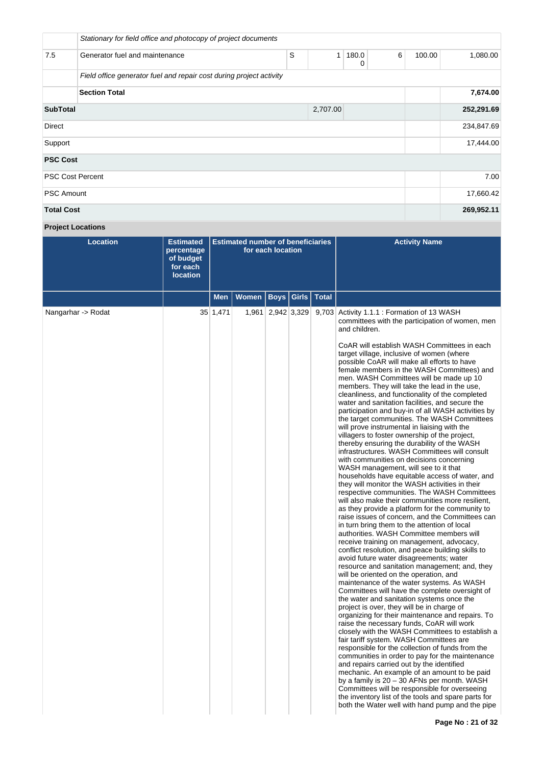| | | | | | | | |
|---|---|---|---|---|---|---|---|
| | *Stationary for field office and photocopy of project documents* | | | | | | |
| 7.5 | Generator fuel and maintenance | S | 1 | 180.00 | 6 | 100.00 | 1,080.00 |
| | *Field office generator fuel and repair cost during project activity* | | | | | | |
| | **Section Total** | | | | | | **7,674.00** |
| **SubTotal** | | | 2,707.00 | | | | **252,291.69** |
| Direct | | | | | | | 234,847.69 |
| Support | | | | | | | 17,444.00 |
| **PSC Cost** | | | | | | | |
| PSC Cost Percent | | | | | | | 7.00 |
| PSC Amount | | | | | | | 17,660.42 |
| **Total Cost** | | | | | | | **269,952.11** |

**Project Locations**

| Location | Estimated percentage of budget for each location | Estimated number of beneficiaries for each location | | | | | Activity Name |
|---|---|---|---|---|---|---|---|
| | | Men | Women | Boys | Girls | Total | |
| Nangarhar -> Rodat | 35 | 1,471 | 1,961 | 2,942 | 3,329 | 9,703 | Activity 1.1.1 : Formation of 13 WASH committees with the participation of women, men and children.<br><br>CoAR will establish WASH Committees in each target village, inclusive of women (where possible CoAR will make all efforts to have female members in the WASH Committees) and men. WASH Committees will be made up 10 members. They will take the lead in the use, cleanliness, and functionality of the completed water and sanitation facilities, and secure the participation and buy-in of all WASH activities by the target communities. The WASH Committees will prove instrumental in liaising with the villagers to foster ownership of the project, thereby ensuring the durability of the WASH infrastructures. WASH Committees will consult with communities on decisions concerning WASH management, will see to it that households have equitable access of water, and they will monitor the WASH activities in their respective communities. The WASH Committees will also make their communities more resilient, as they provide a platform for the community to raise issues of concern, and the Committees can in turn bring them to the attention of local authorities. WASH Committee members will receive training on management, advocacy, conflict resolution, and peace building skills to avoid future water disagreements; water resource and sanitation management; and, they will be oriented on the operation, and maintenance of the water systems. As WASH Committees will have the complete oversight of the water and sanitation systems once the project is over, they will be in charge of organizing for their maintenance and repairs. To raise the necessary funds, CoAR will work closely with the WASH Committees to establish a fair tariff system. WASH Committees are responsible for the collection of funds from the communities in order to pay for the maintenance and repairs carried out by the identified mechanic. An example of an amount to be paid by a family is 20 – 30 AFNs per month. WASH Committees will be responsible for overseeing the inventory list of the tools and spare parts for both the Water well with hand pump and the pipe |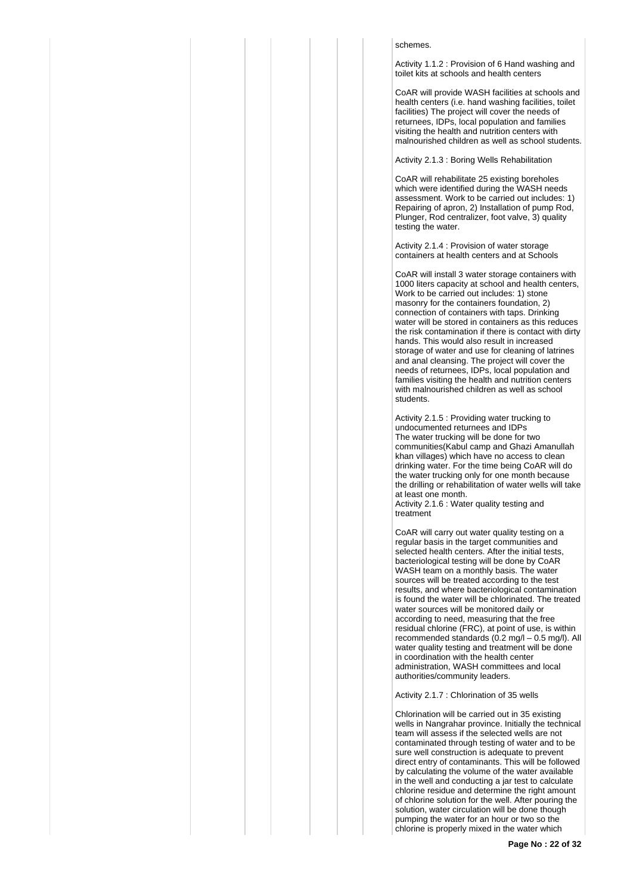schemes.

Activity 1.1.2 : Provision of 6 Hand washing and toilet kits at schools and health centers

CoAR will provide WASH facilities at schools and health centers (i.e. hand washing facilities, toilet facilities) The project will cover the needs of returnees, IDPs, local population and families visiting the health and nutrition centers with malnourished children as well as school students.

Activity 2.1.3 : Boring Wells Rehabilitation

CoAR will rehabilitate 25 existing boreholes which were identified during the WASH needs assessment. Work to be carried out includes: 1) Repairing of apron, 2) Installation of pump Rod, Plunger, Rod centralizer, foot valve, 3) quality testing the water.

Activity 2.1.4 : Provision of water storage containers at health centers and at Schools

CoAR will install 3 water storage containers with 1000 liters capacity at school and health centers, Work to be carried out includes: 1) stone masonry for the containers foundation, 2) connection of containers with taps. Drinking water will be stored in containers as this reduces the risk contamination if there is contact with dirty hands. This would also result in increased storage of water and use for cleaning of latrines and anal cleansing. The project will cover the needs of returnees, IDPs, local population and families visiting the health and nutrition centers with malnourished children as well as school students.

Activity 2.1.5 : Providing water trucking to undocumented returnees and IDPs
The water trucking will be done for two communities(Kabul camp and Ghazi Amanullah khan villages) which have no access to clean drinking water. For the time being CoAR will do the water trucking only for one month because the drilling or rehabilitation of water wells will take at least one month.
Activity 2.1.6 : Water quality testing and treatment

CoAR will carry out water quality testing on a regular basis in the target communities and selected health centers. After the initial tests, bacteriological testing will be done by CoAR WASH team on a monthly basis. The water sources will be treated according to the test results, and where bacteriological contamination is found the water will be chlorinated. The treated water sources will be monitored daily or according to need, measuring that the free residual chlorine (FRC), at point of use, is within recommended standards (0.2 mg/l – 0.5 mg/l). All water quality testing and treatment will be done in coordination with the health center administration, WASH committees and local authorities/community leaders.

Activity 2.1.7 : Chlorination of 35 wells

Chlorination will be carried out in 35 existing wells in Nangrahar province. Initially the technical team will assess if the selected wells are not contaminated through testing of water and to be sure well construction is adequate to prevent direct entry of contaminants. This will be followed by calculating the volume of the water available in the well and conducting a jar test to calculate chlorine residue and determine the right amount of chlorine solution for the well. After pouring the solution, water circulation will be done though pumping the water for an hour or two so the chlorine is properly mixed in the water which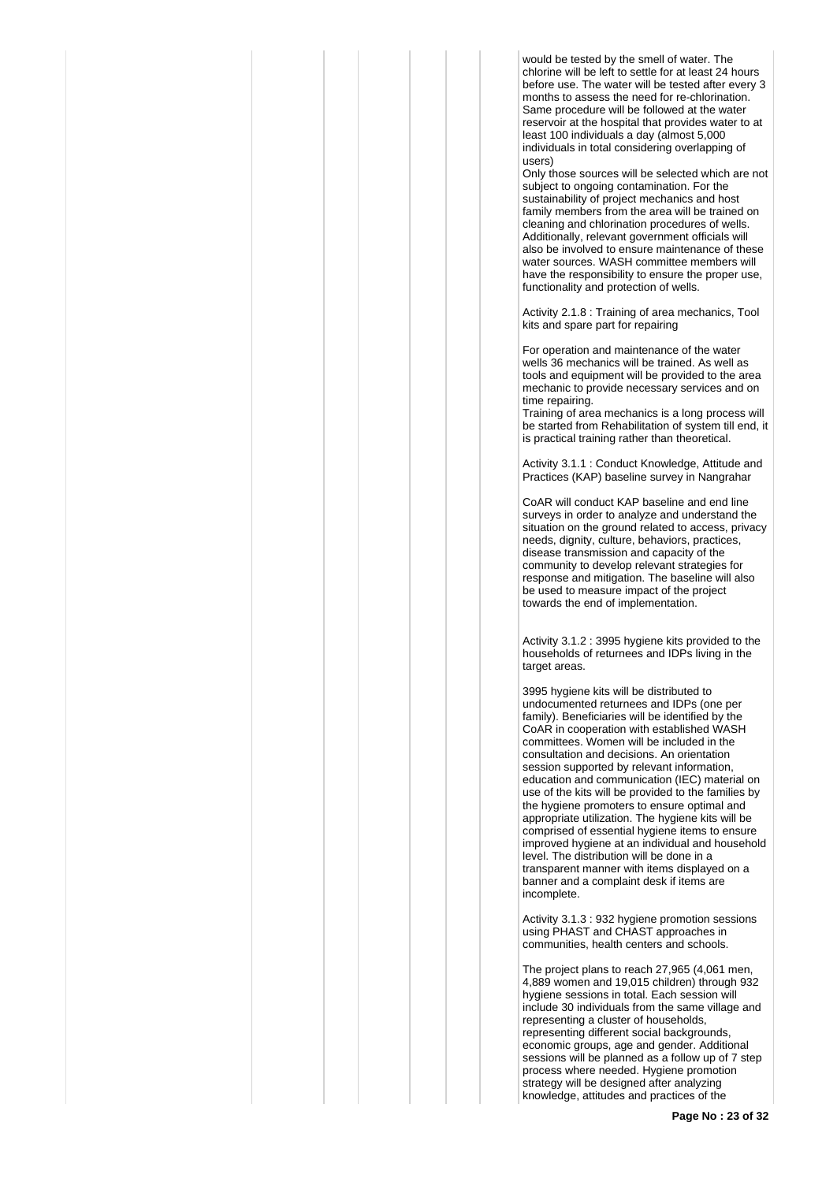would be tested by the smell of water. The chlorine will be left to settle for at least 24 hours before use. The water will be tested after every 3 months to assess the need for re-chlorination. Same procedure will be followed at the water reservoir at the hospital that provides water to at least 100 individuals a day (almost 5,000 individuals in total considering overlapping of users)
Only those sources will be selected which are not subject to ongoing contamination. For the sustainability of project mechanics and host family members from the area will be trained on cleaning and chlorination procedures of wells. Additionally, relevant government officials will also be involved to ensure maintenance of these water sources. WASH committee members will have the responsibility to ensure the proper use, functionality and protection of wells.

Activity 2.1.8 : Training of area mechanics, Tool kits and spare part for repairing

For operation and maintenance of the water wells 36 mechanics will be trained. As well as tools and equipment will be provided to the area mechanic to provide necessary services and on time repairing.
Training of area mechanics is a long process will be started from Rehabilitation of system till end, it is practical training rather than theoretical.

Activity 3.1.1 : Conduct Knowledge, Attitude and Practices (KAP) baseline survey in Nangrahar

CoAR will conduct KAP baseline and end line surveys in order to analyze and understand the situation on the ground related to access, privacy needs, dignity, culture, behaviors, practices, disease transmission and capacity of the community to develop relevant strategies for response and mitigation. The baseline will also be used to measure impact of the project towards the end of implementation.

Activity 3.1.2 : 3995 hygiene kits provided to the households of returnees and IDPs living in the target areas.

3995 hygiene kits will be distributed to undocumented returnees and IDPs (one per family). Beneficiaries will be identified by the CoAR in cooperation with established WASH committees. Women will be included in the consultation and decisions. An orientation session supported by relevant information, education and communication (IEC) material on use of the kits will be provided to the families by the hygiene promoters to ensure optimal and appropriate utilization. The hygiene kits will be comprised of essential hygiene items to ensure improved hygiene at an individual and household level. The distribution will be done in a transparent manner with items displayed on a banner and a complaint desk if items are incomplete.

Activity 3.1.3 : 932 hygiene promotion sessions using PHAST and CHAST approaches in communities, health centers and schools.

The project plans to reach 27,965 (4,061 men, 4,889 women and 19,015 children) through 932 hygiene sessions in total. Each session will include 30 individuals from the same village and representing a cluster of households, representing different social backgrounds, economic groups, age and gender. Additional sessions will be planned as a follow up of 7 step process where needed. Hygiene promotion strategy will be designed after analyzing knowledge, attitudes and practices of the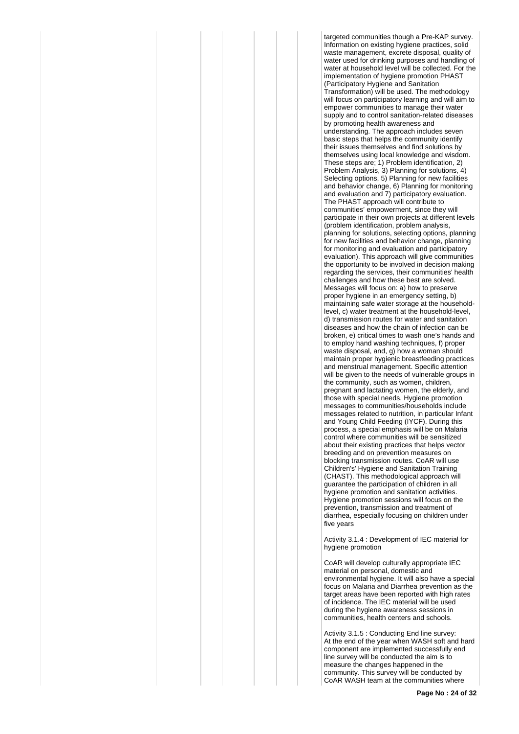targeted communities though a Pre-KAP survey. Information on existing hygiene practices, solid waste management, excrete disposal, quality of water used for drinking purposes and handling of water at household level will be collected. For the implementation of hygiene promotion PHAST (Participatory Hygiene and Sanitation Transformation) will be used. The methodology will focus on participatory learning and will aim to empower communities to manage their water supply and to control sanitation-related diseases by promoting health awareness and understanding. The approach includes seven basic steps that helps the community identify their issues themselves and find solutions by themselves using local knowledge and wisdom. These steps are; 1) Problem identification, 2) Problem Analysis, 3) Planning for solutions, 4) Selecting options, 5) Planning for new facilities and behavior change, 6) Planning for monitoring and evaluation and 7) participatory evaluation. The PHAST approach will contribute to communities' empowerment, since they will participate in their own projects at different levels (problem identification, problem analysis, planning for solutions, selecting options, planning for new facilities and behavior change, planning for monitoring and evaluation and participatory evaluation). This approach will give communities the opportunity to be involved in decision making regarding the services, their communities' health challenges and how these best are solved. Messages will focus on: a) how to preserve proper hygiene in an emergency setting, b) maintaining safe water storage at the household-level, c) water treatment at the household-level, d) transmission routes for water and sanitation diseases and how the chain of infection can be broken, e) critical times to wash one's hands and to employ hand washing techniques, f) proper waste disposal, and, g) how a woman should maintain proper hygienic breastfeeding practices and menstrual management. Specific attention will be given to the needs of vulnerable groups in the community, such as women, children, pregnant and lactating women, the elderly, and those with special needs. Hygiene promotion messages to communities/households include messages related to nutrition, in particular Infant and Young Child Feeding (IYCF). During this process, a special emphasis will be on Malaria control where communities will be sensitized about their existing practices that helps vector breeding and on prevention measures on blocking transmission routes. CoAR will use Children's' Hygiene and Sanitation Training (CHAST). This methodological approach will guarantee the participation of children in all hygiene promotion and sanitation activities. Hygiene promotion sessions will focus on the prevention, transmission and treatment of diarrhea, especially focusing on children under five years

Activity 3.1.4 : Development of IEC material for hygiene promotion

CoAR will develop culturally appropriate IEC material on personal, domestic and environmental hygiene. It will also have a special focus on Malaria and Diarrhea prevention as the target areas have been reported with high rates of incidence. The IEC material will be used during the hygiene awareness sessions in communities, health centers and schools.

Activity 3.1.5 : Conducting End line survey:
At the end of the year when WASH soft and hard component are implemented successfully end line survey will be conducted the aim is to measure the changes happened in the community. This survey will be conducted by CoAR WASH team at the communities where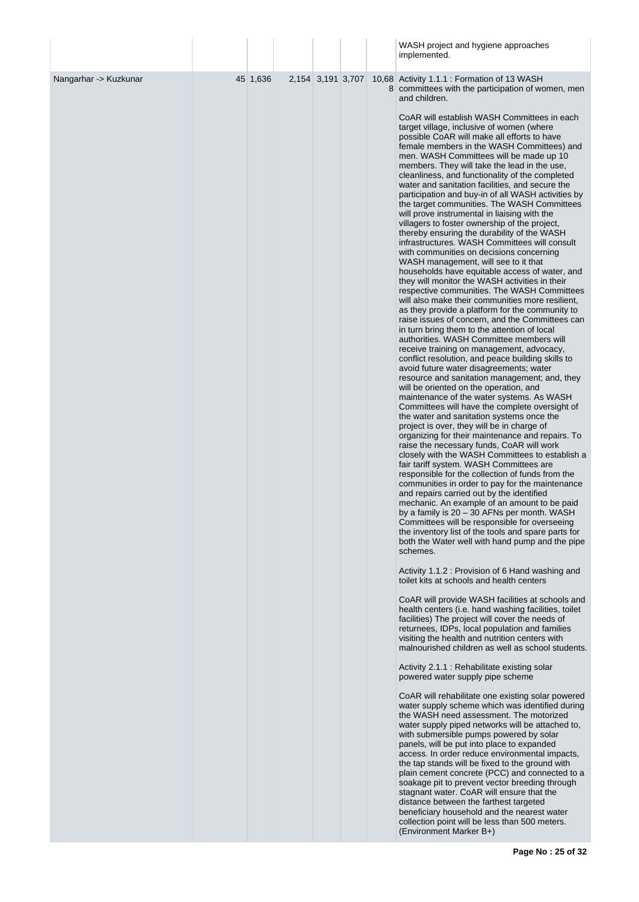| | | | | | | | |
|---|---|---|---|---|---|---|---|
| | | | | | | | WASH project and hygiene approaches implemented. |
| Nangarhar -> Kuzkunar | 45 | 1,636 | 2,154 | 3,191 | 3,707 | 10,688 | Activity 1.1.1 : Formation of 13 WASH committees with the participation of women, men and children.<br><br>CoAR will establish WASH Committees in each target village, inclusive of women (where possible CoAR will make all efforts to have female members in the WASH Committees) and men. WASH Committees will be made up 10 members. They will take the lead in the use, cleanliness, and functionality of the completed water and sanitation facilities, and secure the participation and buy-in of all WASH activities by the target communities. The WASH Committees will prove instrumental in liaising with the villagers to foster ownership of the project, thereby ensuring the durability of the WASH infrastructures. WASH Committees will consult with communities on decisions concerning WASH management, will see to it that households have equitable access of water, and they will monitor the WASH activities in their respective communities. The WASH Committees will also make their communities more resilient, as they provide a platform for the community to raise issues of concern, and the Committees can in turn bring them to the attention of local authorities. WASH Committee members will receive training on management, advocacy, conflict resolution, and peace building skills to avoid future water disagreements; water resource and sanitation management; and, they will be oriented on the operation, and maintenance of the water systems. As WASH Committees will have the complete oversight of the water and sanitation systems once the project is over, they will be in charge of organizing for their maintenance and repairs. To raise the necessary funds, CoAR will work closely with the WASH Committees to establish a fair tariff system. WASH Committees are responsible for the collection of funds from the communities in order to pay for the maintenance and repairs carried out by the identified mechanic. An example of an amount to be paid by a family is 20 – 30 AFNs per month. WASH Committees will be responsible for overseeing the inventory list of the tools and spare parts for both the Water well with hand pump and the pipe schemes.<br><br>Activity 1.1.2 : Provision of 6 Hand washing and toilet kits at schools and health centers<br><br>CoAR will provide WASH facilities at schools and health centers (i.e. hand washing facilities, toilet facilities) The project will cover the needs of returnees, IDPs, local population and families visiting the health and nutrition centers with malnourished children as well as school students.<br><br>Activity 2.1.1 : Rehabilitate existing solar powered water supply pipe scheme<br><br>CoAR will rehabilitate one existing solar powered water supply scheme which was identified during the WASH need assessment. The motorized water supply piped networks will be attached to, with submersible pumps powered by solar panels, will be put into place to expanded access. In order reduce environmental impacts, the tap stands will be fixed to the ground with plain cement concrete (PCC) and connected to a soakage pit to prevent vector breeding through stagnant water. CoAR will ensure that the distance between the farthest targeted beneficiary household and the nearest water collection point will be less than 500 meters. (Environment Marker B+) |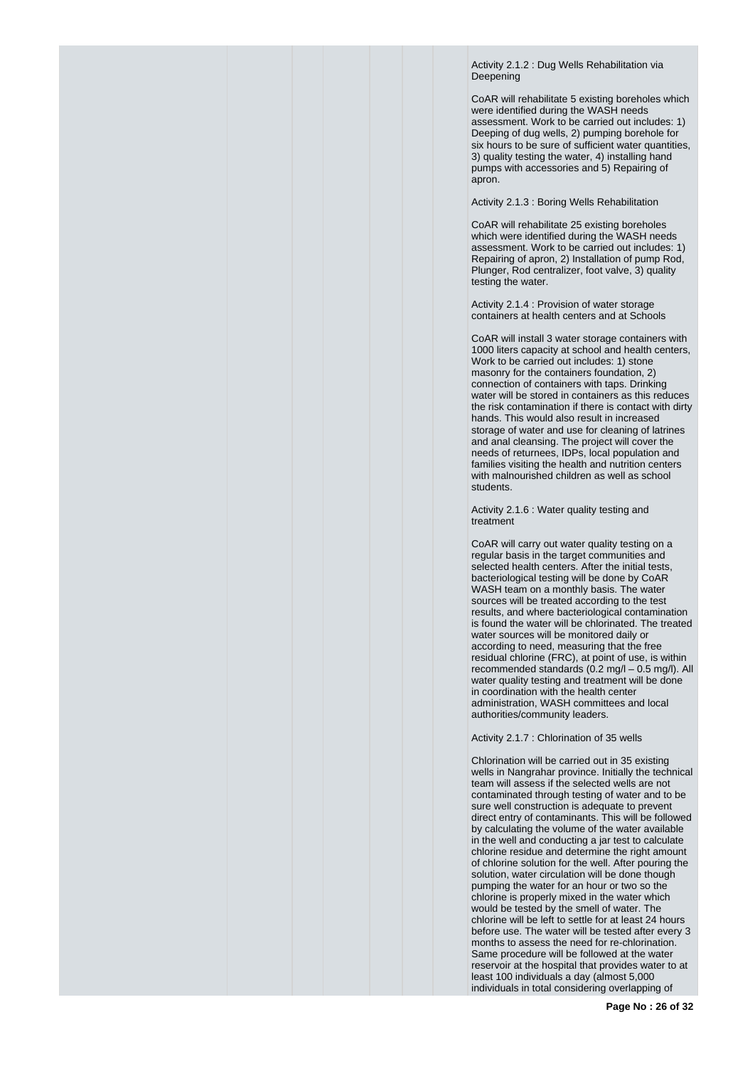Activity 2.1.2 : Dug Wells Rehabilitation via Deepening

CoAR will rehabilitate 5 existing boreholes which were identified during the WASH needs assessment. Work to be carried out includes: 1) Deeping of dug wells, 2) pumping borehole for six hours to be sure of sufficient water quantities, 3) quality testing the water, 4) installing hand pumps with accessories and 5) Repairing of apron.

Activity 2.1.3 : Boring Wells Rehabilitation

CoAR will rehabilitate 25 existing boreholes which were identified during the WASH needs assessment. Work to be carried out includes: 1) Repairing of apron, 2) Installation of pump Rod, Plunger, Rod centralizer, foot valve, 3) quality testing the water.

Activity 2.1.4 : Provision of water storage containers at health centers and at Schools

CoAR will install 3 water storage containers with 1000 liters capacity at school and health centers, Work to be carried out includes: 1) stone masonry for the containers foundation, 2) connection of containers with taps. Drinking water will be stored in containers as this reduces the risk contamination if there is contact with dirty hands. This would also result in increased storage of water and use for cleaning of latrines and anal cleansing. The project will cover the needs of returnees, IDPs, local population and families visiting the health and nutrition centers with malnourished children as well as school students.

Activity 2.1.6 : Water quality testing and treatment

CoAR will carry out water quality testing on a regular basis in the target communities and selected health centers. After the initial tests, bacteriological testing will be done by CoAR WASH team on a monthly basis. The water sources will be treated according to the test results, and where bacteriological contamination is found the water will be chlorinated. The treated water sources will be monitored daily or according to need, measuring that the free residual chlorine (FRC), at point of use, is within recommended standards (0.2 mg/l – 0.5 mg/l). All water quality testing and treatment will be done in coordination with the health center administration, WASH committees and local authorities/community leaders.

Activity 2.1.7 : Chlorination of 35 wells

Chlorination will be carried out in 35 existing wells in Nangrahar province. Initially the technical team will assess if the selected wells are not contaminated through testing of water and to be sure well construction is adequate to prevent direct entry of contaminants. This will be followed by calculating the volume of the water available in the well and conducting a jar test to calculate chlorine residue and determine the right amount of chlorine solution for the well. After pouring the solution, water circulation will be done though pumping the water for an hour or two so the chlorine is properly mixed in the water which would be tested by the smell of water. The chlorine will be left to settle for at least 24 hours before use. The water will be tested after every 3 months to assess the need for re-chlorination. Same procedure will be followed at the water reservoir at the hospital that provides water to at least 100 individuals a day (almost 5,000 individuals in total considering overlapping of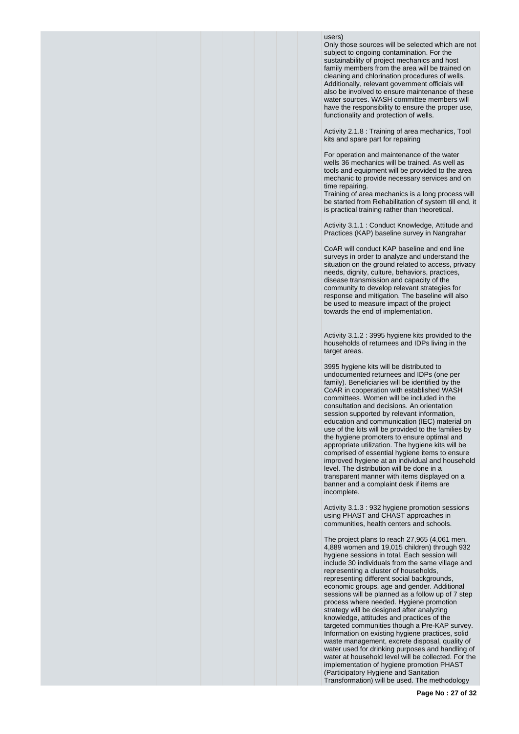users)
Only those sources will be selected which are not subject to ongoing contamination. For the sustainability of project mechanics and host family members from the area will be trained on cleaning and chlorination procedures of wells. Additionally, relevant government officials will also be involved to ensure maintenance of these water sources. WASH committee members will have the responsibility to ensure the proper use, functionality and protection of wells.

Activity 2.1.8 : Training of area mechanics, Tool kits and spare part for repairing

For operation and maintenance of the water wells 36 mechanics will be trained. As well as tools and equipment will be provided to the area mechanic to provide necessary services and on time repairing.
Training of area mechanics is a long process will be started from Rehabilitation of system till end, it is practical training rather than theoretical.

Activity 3.1.1 : Conduct Knowledge, Attitude and Practices (KAP) baseline survey in Nangrahar

CoAR will conduct KAP baseline and end line surveys in order to analyze and understand the situation on the ground related to access, privacy needs, dignity, culture, behaviors, practices, disease transmission and capacity of the community to develop relevant strategies for response and mitigation. The baseline will also be used to measure impact of the project towards the end of implementation.

Activity 3.1.2 : 3995 hygiene kits provided to the households of returnees and IDPs living in the target areas.

3995 hygiene kits will be distributed to undocumented returnees and IDPs (one per family). Beneficiaries will be identified by the CoAR in cooperation with established WASH committees. Women will be included in the consultation and decisions. An orientation session supported by relevant information, education and communication (IEC) material on use of the kits will be provided to the families by the hygiene promoters to ensure optimal and appropriate utilization. The hygiene kits will be comprised of essential hygiene items to ensure improved hygiene at an individual and household level. The distribution will be done in a transparent manner with items displayed on a banner and a complaint desk if items are incomplete.

Activity 3.1.3 : 932 hygiene promotion sessions using PHAST and CHAST approaches in communities, health centers and schools.

The project plans to reach 27,965 (4,061 men, 4,889 women and 19,015 children) through 932 hygiene sessions in total. Each session will include 30 individuals from the same village and representing a cluster of households, representing different social backgrounds, economic groups, age and gender. Additional sessions will be planned as a follow up of 7 step process where needed. Hygiene promotion strategy will be designed after analyzing knowledge, attitudes and practices of the targeted communities though a Pre-KAP survey. Information on existing hygiene practices, solid waste management, excrete disposal, quality of water used for drinking purposes and handling of water at household level will be collected. For the implementation of hygiene promotion PHAST (Participatory Hygiene and Sanitation Transformation) will be used. The methodology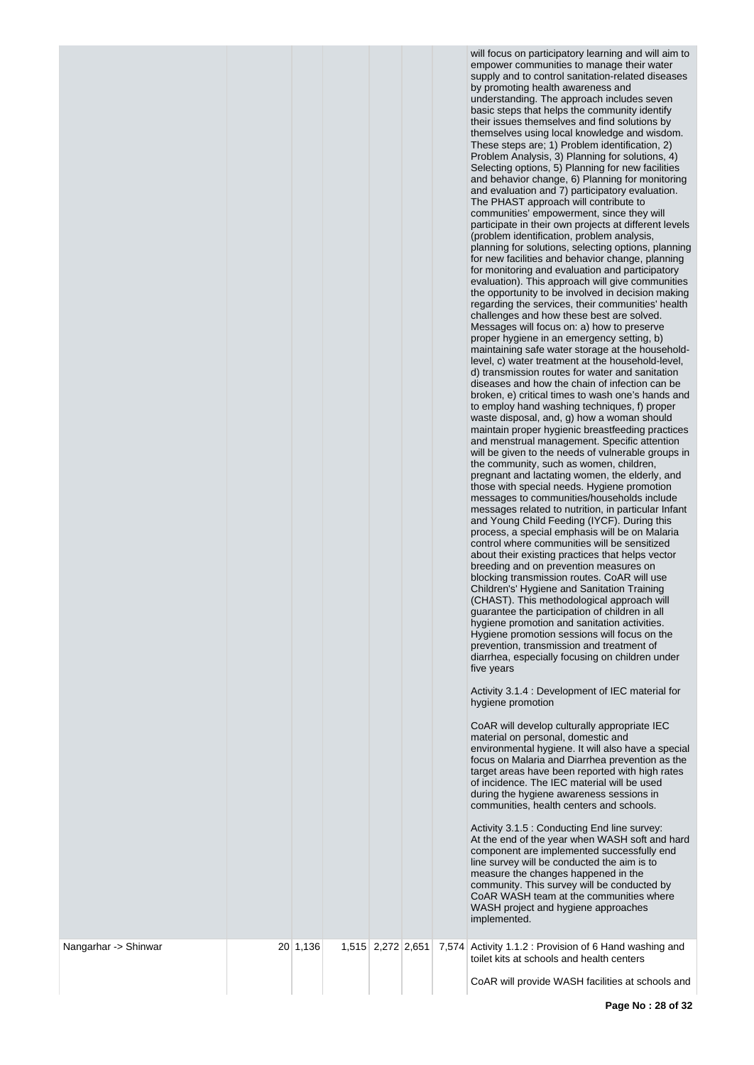| | | | | | | |
|---|---|---|---|---|---|---|
| | | | | | | will focus on participatory learning and will aim to empower communities to manage their water supply and to control sanitation-related diseases by promoting health awareness and understanding. The approach includes seven basic steps that helps the community identify their issues themselves and find solutions by themselves using local knowledge and wisdom. These steps are; 1) Problem identification, 2) Problem Analysis, 3) Planning for solutions, 4) Selecting options, 5) Planning for new facilities and behavior change, 6) Planning for monitoring and evaluation and 7) participatory evaluation. The PHAST approach will contribute to communities' empowerment, since they will participate in their own projects at different levels (problem identification, problem analysis, planning for solutions, selecting options, planning for new facilities and behavior change, planning for monitoring and evaluation and participatory evaluation). This approach will give communities the opportunity to be involved in decision making regarding the services, their communities' health challenges and how these best are solved. Messages will focus on: a) how to preserve proper hygiene in an emergency setting, b) maintaining safe water storage at the household-level, c) water treatment at the household-level, d) transmission routes for water and sanitation diseases and how the chain of infection can be broken, e) critical times to wash one's hands and to employ hand washing techniques, f) proper waste disposal, and, g) how a woman should maintain proper hygienic breastfeeding practices and menstrual management. Specific attention will be given to the needs of vulnerable groups in the community, such as women, children, pregnant and lactating women, the elderly, and those with special needs. Hygiene promotion messages to communities/households include messages related to nutrition, in particular Infant and Young Child Feeding (IYCF). During this process, a special emphasis will be on Malaria control where communities will be sensitized about their existing practices that helps vector breeding and on prevention measures on blocking transmission routes. CoAR will use Children's' Hygiene and Sanitation Training (CHAST). This methodological approach will guarantee the participation of children in all hygiene promotion and sanitation activities. Hygiene promotion sessions will focus on the prevention, transmission and treatment of diarrhea, especially focusing on children under five years<br><br>Activity 3.1.4 : Development of IEC material for hygiene promotion<br><br>CoAR will develop culturally appropriate IEC material on personal, domestic and environmental hygiene. It will also have a special focus on Malaria and Diarrhea prevention as the target areas have been reported with high rates of incidence. The IEC material will be used during the hygiene awareness sessions in communities, health centers and schools.<br><br>Activity 3.1.5 : Conducting End line survey: At the end of the year when WASH soft and hard component are implemented successfully end line survey will be conducted the aim is to measure the changes happened in the community. This survey will be conducted by CoAR WASH team at the communities where WASH project and hygiene approaches implemented. |
| Nangarhar -> Shinwar | 20 | 1,136 | 1,515 | 2,272 | 2,651 | 7,574 | Activity 1.1.2 : Provision of 6 Hand washing and toilet kits at schools and health centers<br><br>CoAR will provide WASH facilities at schools and |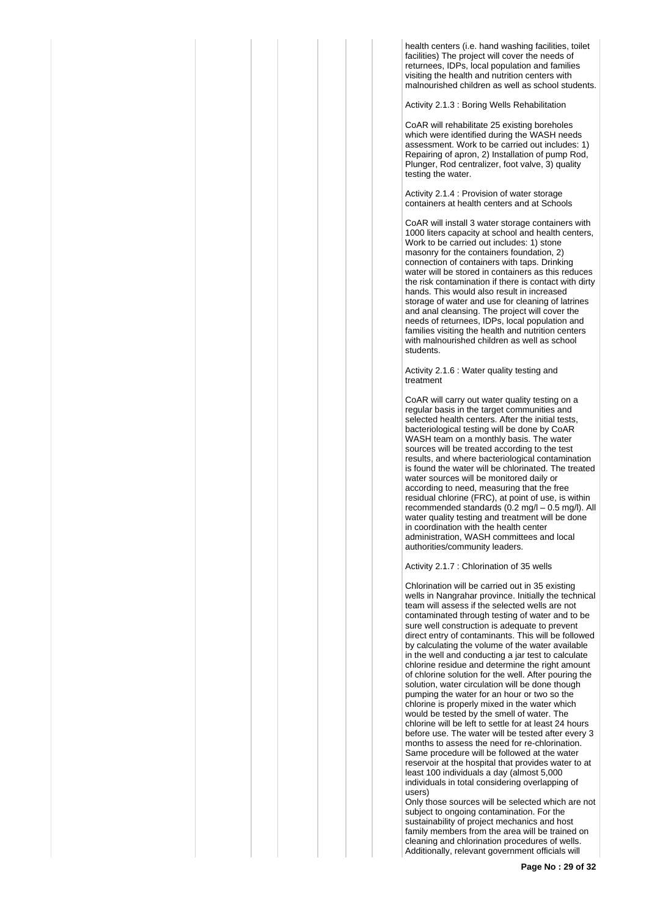health centers (i.e. hand washing facilities, toilet facilities) The project will cover the needs of returnees, IDPs, local population and families visiting the health and nutrition centers with malnourished children as well as school students.

Activity 2.1.3 : Boring Wells Rehabilitation

CoAR will rehabilitate 25 existing boreholes which were identified during the WASH needs assessment. Work to be carried out includes: 1) Repairing of apron, 2) Installation of pump Rod, Plunger, Rod centralizer, foot valve, 3) quality testing the water.

Activity 2.1.4 : Provision of water storage containers at health centers and at Schools

CoAR will install 3 water storage containers with 1000 liters capacity at school and health centers, Work to be carried out includes: 1) stone masonry for the containers foundation, 2) connection of containers with taps. Drinking water will be stored in containers as this reduces the risk contamination if there is contact with dirty hands. This would also result in increased storage of water and use for cleaning of latrines and anal cleansing. The project will cover the needs of returnees, IDPs, local population and families visiting the health and nutrition centers with malnourished children as well as school students.

Activity 2.1.6 : Water quality testing and treatment

CoAR will carry out water quality testing on a regular basis in the target communities and selected health centers. After the initial tests, bacteriological testing will be done by CoAR WASH team on a monthly basis. The water sources will be treated according to the test results, and where bacteriological contamination is found the water will be chlorinated. The treated water sources will be monitored daily or according to need, measuring that the free residual chlorine (FRC), at point of use, is within recommended standards (0.2 mg/l – 0.5 mg/l). All water quality testing and treatment will be done in coordination with the health center administration, WASH committees and local authorities/community leaders.

Activity 2.1.7 : Chlorination of 35 wells

Chlorination will be carried out in 35 existing wells in Nangrahar province. Initially the technical team will assess if the selected wells are not contaminated through testing of water and to be sure well construction is adequate to prevent direct entry of contaminants. This will be followed by calculating the volume of the water available in the well and conducting a jar test to calculate chlorine residue and determine the right amount of chlorine solution for the well. After pouring the solution, water circulation will be done though pumping the water for an hour or two so the chlorine is properly mixed in the water which would be tested by the smell of water. The chlorine will be left to settle for at least 24 hours before use. The water will be tested after every 3 months to assess the need for re-chlorination. Same procedure will be followed at the water reservoir at the hospital that provides water to at least 100 individuals a day (almost 5,000 individuals in total considering overlapping of users)
Only those sources will be selected which are not subject to ongoing contamination. For the sustainability of project mechanics and host family members from the area will be trained on cleaning and chlorination procedures of wells. Additionally, relevant government officials will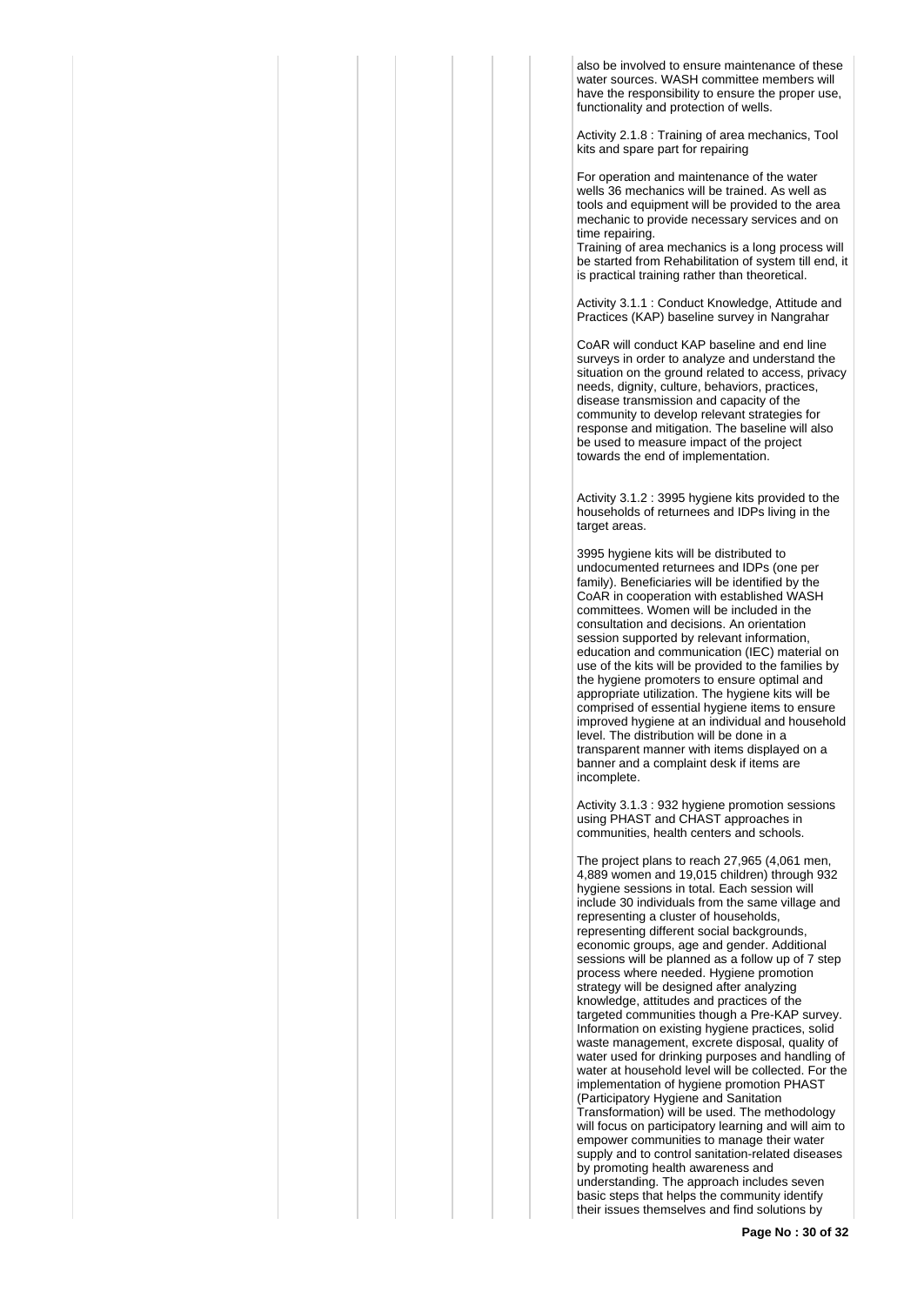also be involved to ensure maintenance of these water sources. WASH committee members will have the responsibility to ensure the proper use, functionality and protection of wells.

Activity 2.1.8 : Training of area mechanics, Tool kits and spare part for repairing

For operation and maintenance of the water wells 36 mechanics will be trained. As well as tools and equipment will be provided to the area mechanic to provide necessary services and on time repairing.
Training of area mechanics is a long process will be started from Rehabilitation of system till end, it is practical training rather than theoretical.

Activity 3.1.1 : Conduct Knowledge, Attitude and Practices (KAP) baseline survey in Nangrahar

CoAR will conduct KAP baseline and end line surveys in order to analyze and understand the situation on the ground related to access, privacy needs, dignity, culture, behaviors, practices, disease transmission and capacity of the community to develop relevant strategies for response and mitigation. The baseline will also be used to measure impact of the project towards the end of implementation.

Activity 3.1.2 : 3995 hygiene kits provided to the households of returnees and IDPs living in the target areas.

3995 hygiene kits will be distributed to undocumented returnees and IDPs (one per family). Beneficiaries will be identified by the CoAR in cooperation with established WASH committees. Women will be included in the consultation and decisions. An orientation session supported by relevant information, education and communication (IEC) material on use of the kits will be provided to the families by the hygiene promoters to ensure optimal and appropriate utilization. The hygiene kits will be comprised of essential hygiene items to ensure improved hygiene at an individual and household level. The distribution will be done in a transparent manner with items displayed on a banner and a complaint desk if items are incomplete.

Activity 3.1.3 : 932 hygiene promotion sessions using PHAST and CHAST approaches in communities, health centers and schools.

The project plans to reach 27,965 (4,061 men, 4,889 women and 19,015 children) through 932 hygiene sessions in total. Each session will include 30 individuals from the same village and representing a cluster of households, representing different social backgrounds, economic groups, age and gender. Additional sessions will be planned as a follow up of 7 step process where needed. Hygiene promotion strategy will be designed after analyzing knowledge, attitudes and practices of the targeted communities though a Pre-KAP survey. Information on existing hygiene practices, solid waste management, excrete disposal, quality of water used for drinking purposes and handling of water at household level will be collected. For the implementation of hygiene promotion PHAST (Participatory Hygiene and Sanitation Transformation) will be used. The methodology will focus on participatory learning and will aim to empower communities to manage their water supply and to control sanitation-related diseases by promoting health awareness and understanding. The approach includes seven basic steps that helps the community identify their issues themselves and find solutions by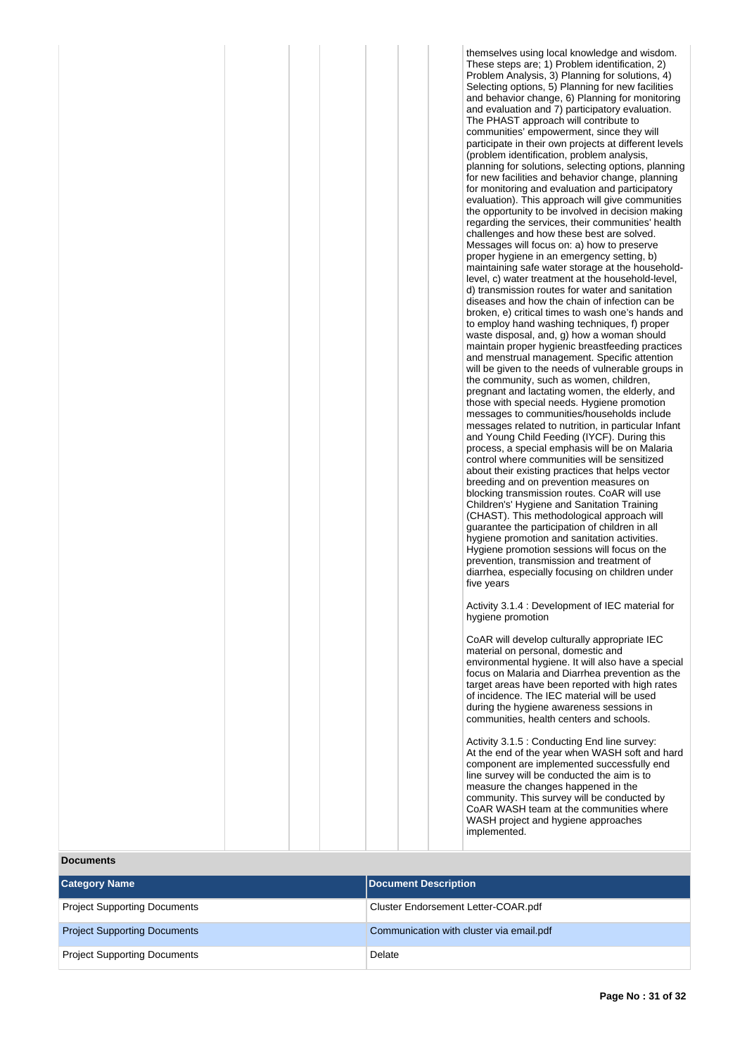themselves using local knowledge and wisdom. These steps are; 1) Problem identification, 2) Problem Analysis, 3) Planning for solutions, 4) Selecting options, 5) Planning for new facilities and behavior change, 6) Planning for monitoring and evaluation and 7) participatory evaluation. The PHAST approach will contribute to communities' empowerment, since they will participate in their own projects at different levels (problem identification, problem analysis, planning for solutions, selecting options, planning for new facilities and behavior change, planning for monitoring and evaluation and participatory evaluation). This approach will give communities the opportunity to be involved in decision making regarding the services, their communities' health challenges and how these best are solved. Messages will focus on: a) how to preserve proper hygiene in an emergency setting, b) maintaining safe water storage at the household-level, c) water treatment at the household-level, d) transmission routes for water and sanitation diseases and how the chain of infection can be broken, e) critical times to wash one's hands and to employ hand washing techniques, f) proper waste disposal, and, g) how a woman should maintain proper hygienic breastfeeding practices and menstrual management. Specific attention will be given to the needs of vulnerable groups in the community, such as women, children, pregnant and lactating women, the elderly, and those with special needs. Hygiene promotion messages to communities/households include messages related to nutrition, in particular Infant and Young Child Feeding (IYCF). During this process, a special emphasis will be on Malaria control where communities will be sensitized about their existing practices that helps vector breeding and on prevention measures on blocking transmission routes. CoAR will use Children's' Hygiene and Sanitation Training (CHAST). This methodological approach will guarantee the participation of children in all hygiene promotion and sanitation activities. Hygiene promotion sessions will focus on the prevention, transmission and treatment of diarrhea, especially focusing on children under five years

Activity 3.1.4 : Development of IEC material for hygiene promotion

CoAR will develop culturally appropriate IEC material on personal, domestic and environmental hygiene. It will also have a special focus on Malaria and Diarrhea prevention as the target areas have been reported with high rates of incidence. The IEC material will be used during the hygiene awareness sessions in communities, health centers and schools.

Activity 3.1.5 : Conducting End line survey:
At the end of the year when WASH soft and hard component are implemented successfully end line survey will be conducted the aim is to measure the changes happened in the community. This survey will be conducted by CoAR WASH team at the communities where WASH project and hygiene approaches implemented.

**Documents**

| Category Name | Document Description |
|---|---|
| Project Supporting Documents | Cluster Endorsement Letter-COAR.pdf |
| Project Supporting Documents | Communication with cluster via email.pdf |
| Project Supporting Documents | Delate |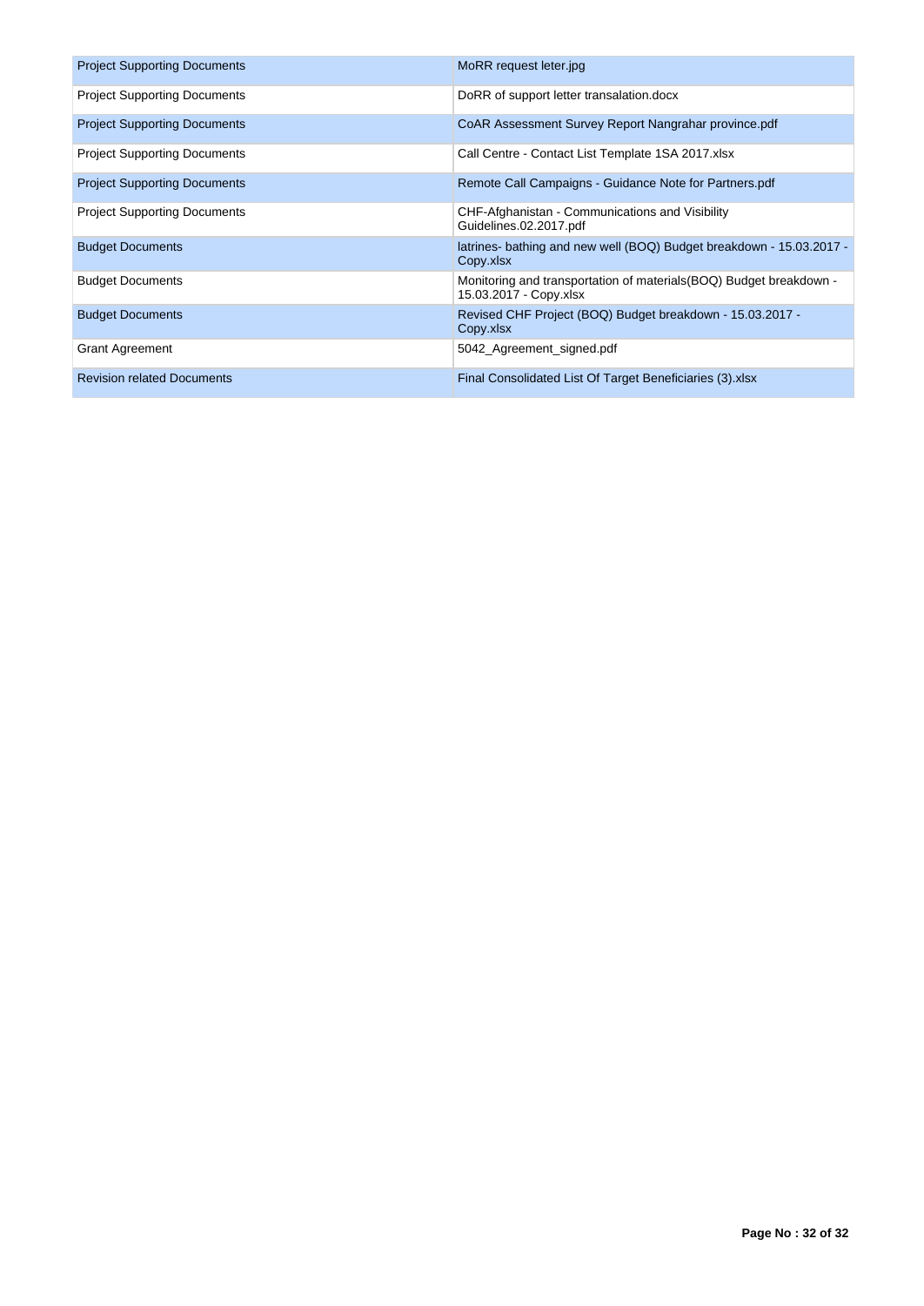| | |
|---|---|
| Project Supporting Documents | MoRR request leter.jpg |
| Project Supporting Documents | DoRR of support letter transalation.docx |
| Project Supporting Documents | CoAR Assessment Survey Report Nangrahar province.pdf |
| Project Supporting Documents | Call Centre - Contact List Template 1SA 2017.xlsx |
| Project Supporting Documents | Remote Call Campaigns - Guidance Note for Partners.pdf |
| Project Supporting Documents | CHF-Afghanistan - Communications and Visibility Guidelines.02.2017.pdf |
| Budget Documents | latrines- bathing and new well (BOQ) Budget breakdown - 15.03.2017 - Copy.xlsx |
| Budget Documents | Monitoring and transportation of materials(BOQ) Budget breakdown - 15.03.2017 - Copy.xlsx |
| Budget Documents | Revised CHF Project (BOQ) Budget breakdown - 15.03.2017 - Copy.xlsx |
| Grant Agreement | 5042_Agreement_signed.pdf |
| Revision related Documents | Final Consolidated List Of Target Beneficiaries (3).xlsx |